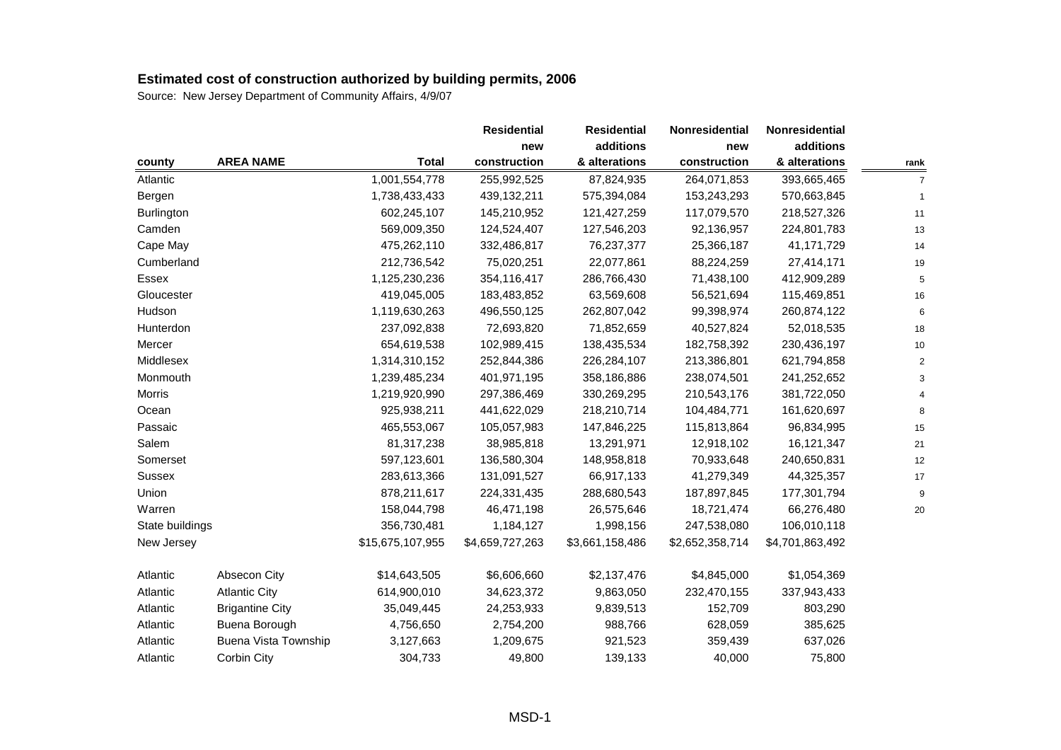## Estimated cost of construction authorized by building permits, 2006

Source: New Jersey Department of Community Affairs, 4/9/07

| county | AREA NAME | Total | Residential new construction | Residential additions & alterations | Nonresidential new construction | Nonresidential additions & alterations | rank |
|---|---|---|---|---|---|---|---|
| Atlantic | | 1,001,554,778 | 255,992,525 | 87,824,935 | 264,071,853 | 393,665,465 | 7 |
| Bergen | | 1,738,433,433 | 439,132,211 | 575,394,084 | 153,243,293 | 570,663,845 | 1 |
| Burlington | | 602,245,107 | 145,210,952 | 121,427,259 | 117,079,570 | 218,527,326 | 11 |
| Camden | | 569,009,350 | 124,524,407 | 127,546,203 | 92,136,957 | 224,801,783 | 13 |
| Cape May | | 475,262,110 | 332,486,817 | 76,237,377 | 25,366,187 | 41,171,729 | 14 |
| Cumberland | | 212,736,542 | 75,020,251 | 22,077,861 | 88,224,259 | 27,414,171 | 19 |
| Essex | | 1,125,230,236 | 354,116,417 | 286,766,430 | 71,438,100 | 412,909,289 | 5 |
| Gloucester | | 419,045,005 | 183,483,852 | 63,569,608 | 56,521,694 | 115,469,851 | 16 |
| Hudson | | 1,119,630,263 | 496,550,125 | 262,807,042 | 99,398,974 | 260,874,122 | 6 |
| Hunterdon | | 237,092,838 | 72,693,820 | 71,852,659 | 40,527,824 | 52,018,535 | 18 |
| Mercer | | 654,619,538 | 102,989,415 | 138,435,534 | 182,758,392 | 230,436,197 | 10 |
| Middlesex | | 1,314,310,152 | 252,844,386 | 226,284,107 | 213,386,801 | 621,794,858 | 2 |
| Monmouth | | 1,239,485,234 | 401,971,195 | 358,186,886 | 238,074,501 | 241,252,652 | 3 |
| Morris | | 1,219,920,990 | 297,386,469 | 330,269,295 | 210,543,176 | 381,722,050 | 4 |
| Ocean | | 925,938,211 | 441,622,029 | 218,210,714 | 104,484,771 | 161,620,697 | 8 |
| Passaic | | 465,553,067 | 105,057,983 | 147,846,225 | 115,813,864 | 96,834,995 | 15 |
| Salem | | 81,317,238 | 38,985,818 | 13,291,971 | 12,918,102 | 16,121,347 | 21 |
| Somerset | | 597,123,601 | 136,580,304 | 148,958,818 | 70,933,648 | 240,650,831 | 12 |
| Sussex | | 283,613,366 | 131,091,527 | 66,917,133 | 41,279,349 | 44,325,357 | 17 |
| Union | | 878,211,617 | 224,331,435 | 288,680,543 | 187,897,845 | 177,301,794 | 9 |
| Warren | | 158,044,798 | 46,471,198 | 26,575,646 | 18,721,474 | 66,276,480 | 20 |
| State buildings | | 356,730,481 | 1,184,127 | 1,998,156 | 247,538,080 | 106,010,118 | |
| New Jersey | | $15,675,107,955 | $4,659,727,263 | $3,661,158,486 | $2,652,358,714 | $4,701,863,492 | |
| | | | | | | | |
| Atlantic | Absecon City | $14,643,505 | $6,606,660 | $2,137,476 | $4,845,000 | $1,054,369 | |
| Atlantic | Atlantic City | 614,900,010 | 34,623,372 | 9,863,050 | 232,470,155 | 337,943,433 | |
| Atlantic | Brigantine City | 35,049,445 | 24,253,933 | 9,839,513 | 152,709 | 803,290 | |
| Atlantic | Buena Borough | 4,756,650 | 2,754,200 | 988,766 | 628,059 | 385,625 | |
| Atlantic | Buena Vista Township | 3,127,663 | 1,209,675 | 921,523 | 359,439 | 637,026 | |
| Atlantic | Corbin City | 304,733 | 49,800 | 139,133 | 40,000 | 75,800 | |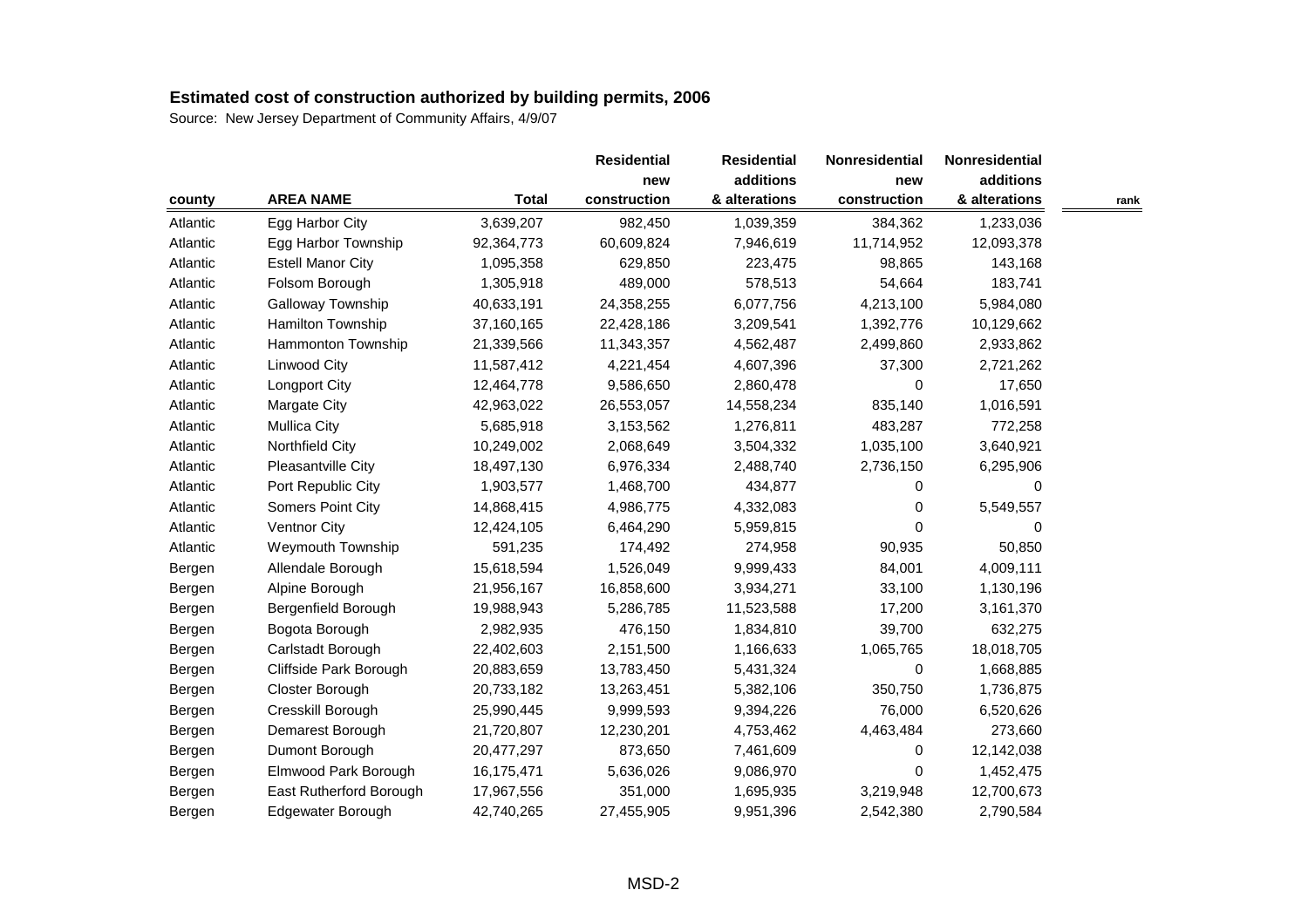## Estimated cost of construction authorized by building permits, 2006

Source: New Jersey Department of Community Affairs, 4/9/07

| county | AREA NAME | Total | Residential new construction | Residential additions & alterations | Nonresidential new construction | Nonresidential additions & alterations | rank |
|---|---|---|---|---|---|---|---|
| Atlantic | Egg Harbor City | 3,639,207 | 982,450 | 1,039,359 | 384,362 | 1,233,036 | |
| Atlantic | Egg Harbor Township | 92,364,773 | 60,609,824 | 7,946,619 | 11,714,952 | 12,093,378 | |
| Atlantic | Estell Manor City | 1,095,358 | 629,850 | 223,475 | 98,865 | 143,168 | |
| Atlantic | Folsom Borough | 1,305,918 | 489,000 | 578,513 | 54,664 | 183,741 | |
| Atlantic | Galloway Township | 40,633,191 | 24,358,255 | 6,077,756 | 4,213,100 | 5,984,080 | |
| Atlantic | Hamilton Township | 37,160,165 | 22,428,186 | 3,209,541 | 1,392,776 | 10,129,662 | |
| Atlantic | Hammonton Township | 21,339,566 | 11,343,357 | 4,562,487 | 2,499,860 | 2,933,862 | |
| Atlantic | Linwood City | 11,587,412 | 4,221,454 | 4,607,396 | 37,300 | 2,721,262 | |
| Atlantic | Longport City | 12,464,778 | 9,586,650 | 2,860,478 | 0 | 17,650 | |
| Atlantic | Margate City | 42,963,022 | 26,553,057 | 14,558,234 | 835,140 | 1,016,591 | |
| Atlantic | Mullica City | 5,685,918 | 3,153,562 | 1,276,811 | 483,287 | 772,258 | |
| Atlantic | Northfield City | 10,249,002 | 2,068,649 | 3,504,332 | 1,035,100 | 3,640,921 | |
| Atlantic | Pleasantville City | 18,497,130 | 6,976,334 | 2,488,740 | 2,736,150 | 6,295,906 | |
| Atlantic | Port Republic City | 1,903,577 | 1,468,700 | 434,877 | 0 | 0 | |
| Atlantic | Somers Point City | 14,868,415 | 4,986,775 | 4,332,083 | 0 | 5,549,557 | |
| Atlantic | Ventnor City | 12,424,105 | 6,464,290 | 5,959,815 | 0 | 0 | |
| Atlantic | Weymouth Township | 591,235 | 174,492 | 274,958 | 90,935 | 50,850 | |
| Bergen | Allendale Borough | 15,618,594 | 1,526,049 | 9,999,433 | 84,001 | 4,009,111 | |
| Bergen | Alpine Borough | 21,956,167 | 16,858,600 | 3,934,271 | 33,100 | 1,130,196 | |
| Bergen | Bergenfield Borough | 19,988,943 | 5,286,785 | 11,523,588 | 17,200 | 3,161,370 | |
| Bergen | Bogota Borough | 2,982,935 | 476,150 | 1,834,810 | 39,700 | 632,275 | |
| Bergen | Carlstadt Borough | 22,402,603 | 2,151,500 | 1,166,633 | 1,065,765 | 18,018,705 | |
| Bergen | Cliffside Park Borough | 20,883,659 | 13,783,450 | 5,431,324 | 0 | 1,668,885 | |
| Bergen | Closter Borough | 20,733,182 | 13,263,451 | 5,382,106 | 350,750 | 1,736,875 | |
| Bergen | Cresskill Borough | 25,990,445 | 9,999,593 | 9,394,226 | 76,000 | 6,520,626 | |
| Bergen | Demarest Borough | 21,720,807 | 12,230,201 | 4,753,462 | 4,463,484 | 273,660 | |
| Bergen | Dumont Borough | 20,477,297 | 873,650 | 7,461,609 | 0 | 12,142,038 | |
| Bergen | Elmwood Park Borough | 16,175,471 | 5,636,026 | 9,086,970 | 0 | 1,452,475 | |
| Bergen | East Rutherford Borough | 17,967,556 | 351,000 | 1,695,935 | 3,219,948 | 12,700,673 | |
| Bergen | Edgewater Borough | 42,740,265 | 27,455,905 | 9,951,396 | 2,542,380 | 2,790,584 | |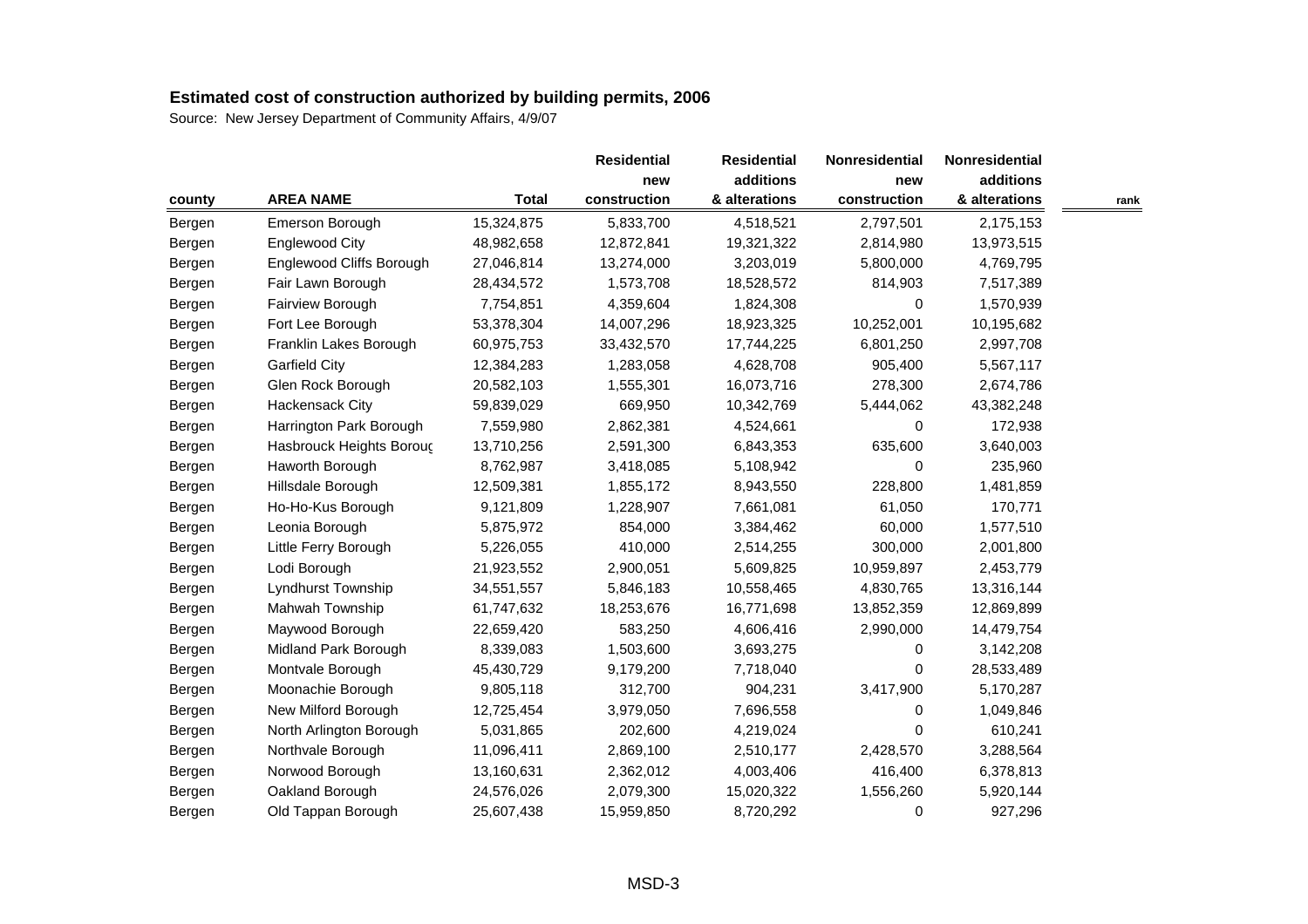## Estimated cost of construction authorized by building permits, 2006

Source: New Jersey Department of Community Affairs, 4/9/07

| county | AREA NAME | Total | Residential new construction | Residential additions & alterations | Nonresidential new construction | Nonresidential additions & alterations | rank |
|---|---|---|---|---|---|---|---|
| Bergen | Emerson Borough | 15,324,875 | 5,833,700 | 4,518,521 | 2,797,501 | 2,175,153 | |
| Bergen | Englewood City | 48,982,658 | 12,872,841 | 19,321,322 | 2,814,980 | 13,973,515 | |
| Bergen | Englewood Cliffs Borough | 27,046,814 | 13,274,000 | 3,203,019 | 5,800,000 | 4,769,795 | |
| Bergen | Fair Lawn Borough | 28,434,572 | 1,573,708 | 18,528,572 | 814,903 | 7,517,389 | |
| Bergen | Fairview Borough | 7,754,851 | 4,359,604 | 1,824,308 | 0 | 1,570,939 | |
| Bergen | Fort Lee Borough | 53,378,304 | 14,007,296 | 18,923,325 | 10,252,001 | 10,195,682 | |
| Bergen | Franklin Lakes Borough | 60,975,753 | 33,432,570 | 17,744,225 | 6,801,250 | 2,997,708 | |
| Bergen | Garfield City | 12,384,283 | 1,283,058 | 4,628,708 | 905,400 | 5,567,117 | |
| Bergen | Glen Rock Borough | 20,582,103 | 1,555,301 | 16,073,716 | 278,300 | 2,674,786 | |
| Bergen | Hackensack City | 59,839,029 | 669,950 | 10,342,769 | 5,444,062 | 43,382,248 | |
| Bergen | Harrington Park Borough | 7,559,980 | 2,862,381 | 4,524,661 | 0 | 172,938 | |
| Bergen | Hasbrouck Heights Boroug | 13,710,256 | 2,591,300 | 6,843,353 | 635,600 | 3,640,003 | |
| Bergen | Haworth Borough | 8,762,987 | 3,418,085 | 5,108,942 | 0 | 235,960 | |
| Bergen | Hillsdale Borough | 12,509,381 | 1,855,172 | 8,943,550 | 228,800 | 1,481,859 | |
| Bergen | Ho-Ho-Kus Borough | 9,121,809 | 1,228,907 | 7,661,081 | 61,050 | 170,771 | |
| Bergen | Leonia Borough | 5,875,972 | 854,000 | 3,384,462 | 60,000 | 1,577,510 | |
| Bergen | Little Ferry Borough | 5,226,055 | 410,000 | 2,514,255 | 300,000 | 2,001,800 | |
| Bergen | Lodi Borough | 21,923,552 | 2,900,051 | 5,609,825 | 10,959,897 | 2,453,779 | |
| Bergen | Lyndhurst Township | 34,551,557 | 5,846,183 | 10,558,465 | 4,830,765 | 13,316,144 | |
| Bergen | Mahwah Township | 61,747,632 | 18,253,676 | 16,771,698 | 13,852,359 | 12,869,899 | |
| Bergen | Maywood Borough | 22,659,420 | 583,250 | 4,606,416 | 2,990,000 | 14,479,754 | |
| Bergen | Midland Park Borough | 8,339,083 | 1,503,600 | 3,693,275 | 0 | 3,142,208 | |
| Bergen | Montvale Borough | 45,430,729 | 9,179,200 | 7,718,040 | 0 | 28,533,489 | |
| Bergen | Moonachie Borough | 9,805,118 | 312,700 | 904,231 | 3,417,900 | 5,170,287 | |
| Bergen | New Milford Borough | 12,725,454 | 3,979,050 | 7,696,558 | 0 | 1,049,846 | |
| Bergen | North Arlington Borough | 5,031,865 | 202,600 | 4,219,024 | 0 | 610,241 | |
| Bergen | Northvale Borough | 11,096,411 | 2,869,100 | 2,510,177 | 2,428,570 | 3,288,564 | |
| Bergen | Norwood Borough | 13,160,631 | 2,362,012 | 4,003,406 | 416,400 | 6,378,813 | |
| Bergen | Oakland Borough | 24,576,026 | 2,079,300 | 15,020,322 | 1,556,260 | 5,920,144 | |
| Bergen | Old Tappan Borough | 25,607,438 | 15,959,850 | 8,720,292 | 0 | 927,296 | |

MSD-3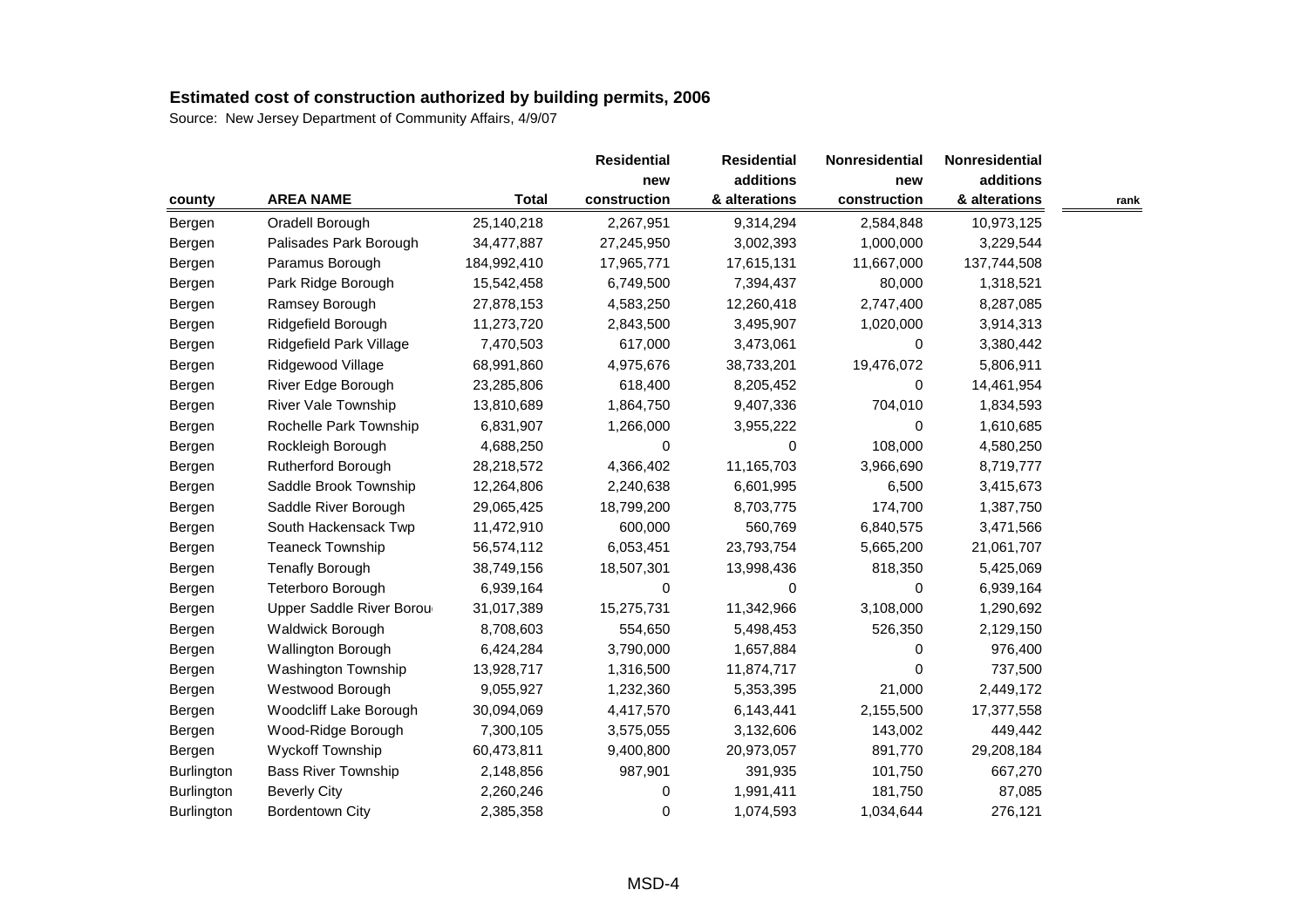## Estimated cost of construction authorized by building permits, 2006

Source: New Jersey Department of Community Affairs, 4/9/07

| county | AREA NAME | Total | Residential new construction | Residential additions & alterations | Nonresidential new construction | Nonresidential additions & alterations | rank |
|---|---|---|---|---|---|---|---|
| Bergen | Oradell Borough | 25,140,218 | 2,267,951 | 9,314,294 | 2,584,848 | 10,973,125 | |
| Bergen | Palisades Park Borough | 34,477,887 | 27,245,950 | 3,002,393 | 1,000,000 | 3,229,544 | |
| Bergen | Paramus Borough | 184,992,410 | 17,965,771 | 17,615,131 | 11,667,000 | 137,744,508 | |
| Bergen | Park Ridge Borough | 15,542,458 | 6,749,500 | 7,394,437 | 80,000 | 1,318,521 | |
| Bergen | Ramsey Borough | 27,878,153 | 4,583,250 | 12,260,418 | 2,747,400 | 8,287,085 | |
| Bergen | Ridgefield Borough | 11,273,720 | 2,843,500 | 3,495,907 | 1,020,000 | 3,914,313 | |
| Bergen | Ridgefield Park Village | 7,470,503 | 617,000 | 3,473,061 | 0 | 3,380,442 | |
| Bergen | Ridgewood Village | 68,991,860 | 4,975,676 | 38,733,201 | 19,476,072 | 5,806,911 | |
| Bergen | River Edge Borough | 23,285,806 | 618,400 | 8,205,452 | 0 | 14,461,954 | |
| Bergen | River Vale Township | 13,810,689 | 1,864,750 | 9,407,336 | 704,010 | 1,834,593 | |
| Bergen | Rochelle Park Township | 6,831,907 | 1,266,000 | 3,955,222 | 0 | 1,610,685 | |
| Bergen | Rockleigh Borough | 4,688,250 | 0 | 0 | 108,000 | 4,580,250 | |
| Bergen | Rutherford Borough | 28,218,572 | 4,366,402 | 11,165,703 | 3,966,690 | 8,719,777 | |
| Bergen | Saddle Brook Township | 12,264,806 | 2,240,638 | 6,601,995 | 6,500 | 3,415,673 | |
| Bergen | Saddle River Borough | 29,065,425 | 18,799,200 | 8,703,775 | 174,700 | 1,387,750 | |
| Bergen | South Hackensack Twp | 11,472,910 | 600,000 | 560,769 | 6,840,575 | 3,471,566 | |
| Bergen | Teaneck Township | 56,574,112 | 6,053,451 | 23,793,754 | 5,665,200 | 21,061,707 | |
| Bergen | Tenafly Borough | 38,749,156 | 18,507,301 | 13,998,436 | 818,350 | 5,425,069 | |
| Bergen | Teterboro Borough | 6,939,164 | 0 | 0 | 0 | 6,939,164 | |
| Bergen | Upper Saddle River Borou | 31,017,389 | 15,275,731 | 11,342,966 | 3,108,000 | 1,290,692 | |
| Bergen | Waldwick Borough | 8,708,603 | 554,650 | 5,498,453 | 526,350 | 2,129,150 | |
| Bergen | Wallington Borough | 6,424,284 | 3,790,000 | 1,657,884 | 0 | 976,400 | |
| Bergen | Washington Township | 13,928,717 | 1,316,500 | 11,874,717 | 0 | 737,500 | |
| Bergen | Westwood Borough | 9,055,927 | 1,232,360 | 5,353,395 | 21,000 | 2,449,172 | |
| Bergen | Woodcliff Lake Borough | 30,094,069 | 4,417,570 | 6,143,441 | 2,155,500 | 17,377,558 | |
| Bergen | Wood-Ridge Borough | 7,300,105 | 3,575,055 | 3,132,606 | 143,002 | 449,442 | |
| Bergen | Wyckoff Township | 60,473,811 | 9,400,800 | 20,973,057 | 891,770 | 29,208,184 | |
| Burlington | Bass River Township | 2,148,856 | 987,901 | 391,935 | 101,750 | 667,270 | |
| Burlington | Beverly City | 2,260,246 | 0 | 1,991,411 | 181,750 | 87,085 | |
| Burlington | Bordentown City | 2,385,358 | 0 | 1,074,593 | 1,034,644 | 276,121 | |

MSD-4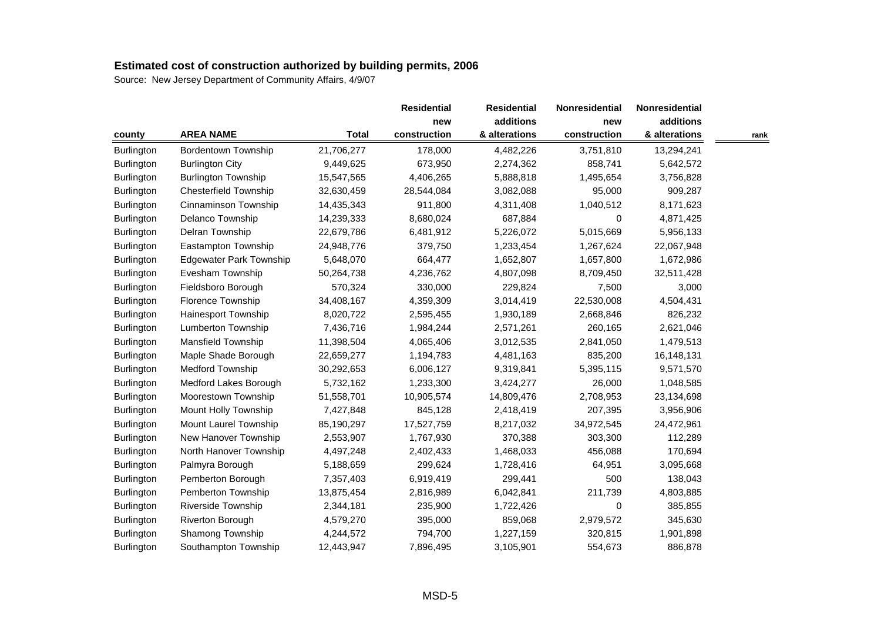## Estimated cost of construction authorized by building permits, 2006

Source: New Jersey Department of Community Affairs, 4/9/07

| county | AREA NAME | Total | Residential new construction | Residential additions & alterations | Nonresidential new construction | Nonresidential additions & alterations | rank |
|---|---|---|---|---|---|---|---|
| Burlington | Bordentown Township | 21,706,277 | 178,000 | 4,482,226 | 3,751,810 | 13,294,241 | |
| Burlington | Burlington City | 9,449,625 | 673,950 | 2,274,362 | 858,741 | 5,642,572 | |
| Burlington | Burlington Township | 15,547,565 | 4,406,265 | 5,888,818 | 1,495,654 | 3,756,828 | |
| Burlington | Chesterfield Township | 32,630,459 | 28,544,084 | 3,082,088 | 95,000 | 909,287 | |
| Burlington | Cinnaminson Township | 14,435,343 | 911,800 | 4,311,408 | 1,040,512 | 8,171,623 | |
| Burlington | Delanco Township | 14,239,333 | 8,680,024 | 687,884 | 0 | 4,871,425 | |
| Burlington | Delran Township | 22,679,786 | 6,481,912 | 5,226,072 | 5,015,669 | 5,956,133 | |
| Burlington | Eastampton Township | 24,948,776 | 379,750 | 1,233,454 | 1,267,624 | 22,067,948 | |
| Burlington | Edgewater Park Township | 5,648,070 | 664,477 | 1,652,807 | 1,657,800 | 1,672,986 | |
| Burlington | Evesham Township | 50,264,738 | 4,236,762 | 4,807,098 | 8,709,450 | 32,511,428 | |
| Burlington | Fieldsboro Borough | 570,324 | 330,000 | 229,824 | 7,500 | 3,000 | |
| Burlington | Florence Township | 34,408,167 | 4,359,309 | 3,014,419 | 22,530,008 | 4,504,431 | |
| Burlington | Hainesport Township | 8,020,722 | 2,595,455 | 1,930,189 | 2,668,846 | 826,232 | |
| Burlington | Lumberton Township | 7,436,716 | 1,984,244 | 2,571,261 | 260,165 | 2,621,046 | |
| Burlington | Mansfield Township | 11,398,504 | 4,065,406 | 3,012,535 | 2,841,050 | 1,479,513 | |
| Burlington | Maple Shade Borough | 22,659,277 | 1,194,783 | 4,481,163 | 835,200 | 16,148,131 | |
| Burlington | Medford Township | 30,292,653 | 6,006,127 | 9,319,841 | 5,395,115 | 9,571,570 | |
| Burlington | Medford Lakes Borough | 5,732,162 | 1,233,300 | 3,424,277 | 26,000 | 1,048,585 | |
| Burlington | Moorestown Township | 51,558,701 | 10,905,574 | 14,809,476 | 2,708,953 | 23,134,698 | |
| Burlington | Mount Holly Township | 7,427,848 | 845,128 | 2,418,419 | 207,395 | 3,956,906 | |
| Burlington | Mount Laurel Township | 85,190,297 | 17,527,759 | 8,217,032 | 34,972,545 | 24,472,961 | |
| Burlington | New Hanover Township | 2,553,907 | 1,767,930 | 370,388 | 303,300 | 112,289 | |
| Burlington | North Hanover Township | 4,497,248 | 2,402,433 | 1,468,033 | 456,088 | 170,694 | |
| Burlington | Palmyra Borough | 5,188,659 | 299,624 | 1,728,416 | 64,951 | 3,095,668 | |
| Burlington | Pemberton Borough | 7,357,403 | 6,919,419 | 299,441 | 500 | 138,043 | |
| Burlington | Pemberton Township | 13,875,454 | 2,816,989 | 6,042,841 | 211,739 | 4,803,885 | |
| Burlington | Riverside Township | 2,344,181 | 235,900 | 1,722,426 | 0 | 385,855 | |
| Burlington | Riverton Borough | 4,579,270 | 395,000 | 859,068 | 2,979,572 | 345,630 | |
| Burlington | Shamong Township | 4,244,572 | 794,700 | 1,227,159 | 320,815 | 1,901,898 | |
| Burlington | Southampton Township | 12,443,947 | 7,896,495 | 3,105,901 | 554,673 | 886,878 | |

MSD-5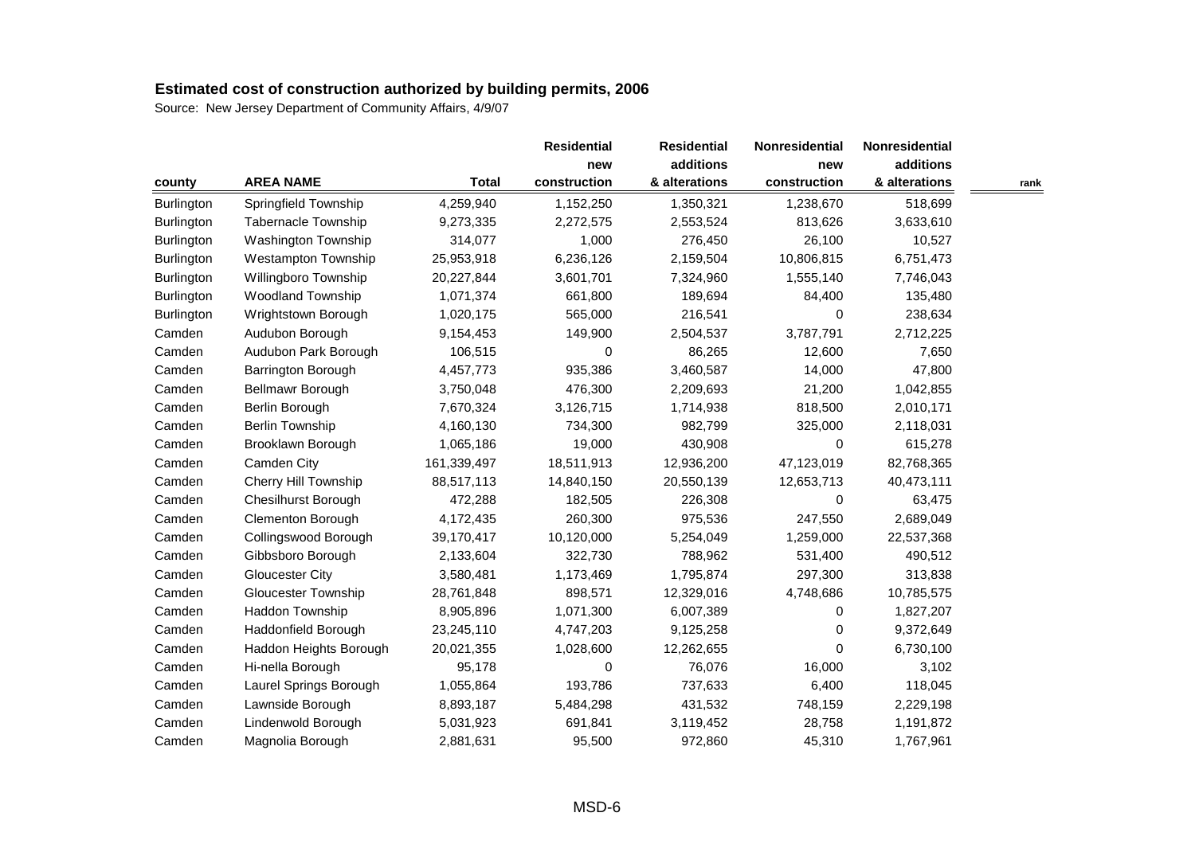## Estimated cost of construction authorized by building permits, 2006

Source: New Jersey Department of Community Affairs, 4/9/07

| county | AREA NAME | Total | Residential new construction | Residential additions & alterations | Nonresidential new construction | Nonresidential additions & alterations | rank |
|---|---|---|---|---|---|---|---|
| Burlington | Springfield Township | 4,259,940 | 1,152,250 | 1,350,321 | 1,238,670 | 518,699 | |
| Burlington | Tabernacle Township | 9,273,335 | 2,272,575 | 2,553,524 | 813,626 | 3,633,610 | |
| Burlington | Washington Township | 314,077 | 1,000 | 276,450 | 26,100 | 10,527 | |
| Burlington | Westampton Township | 25,953,918 | 6,236,126 | 2,159,504 | 10,806,815 | 6,751,473 | |
| Burlington | Willingboro Township | 20,227,844 | 3,601,701 | 7,324,960 | 1,555,140 | 7,746,043 | |
| Burlington | Woodland Township | 1,071,374 | 661,800 | 189,694 | 84,400 | 135,480 | |
| Burlington | Wrightstown Borough | 1,020,175 | 565,000 | 216,541 | 0 | 238,634 | |
| Camden | Audubon Borough | 9,154,453 | 149,900 | 2,504,537 | 3,787,791 | 2,712,225 | |
| Camden | Audubon Park Borough | 106,515 | 0 | 86,265 | 12,600 | 7,650 | |
| Camden | Barrington Borough | 4,457,773 | 935,386 | 3,460,587 | 14,000 | 47,800 | |
| Camden | Bellmawr Borough | 3,750,048 | 476,300 | 2,209,693 | 21,200 | 1,042,855 | |
| Camden | Berlin Borough | 7,670,324 | 3,126,715 | 1,714,938 | 818,500 | 2,010,171 | |
| Camden | Berlin Township | 4,160,130 | 734,300 | 982,799 | 325,000 | 2,118,031 | |
| Camden | Brooklawn Borough | 1,065,186 | 19,000 | 430,908 | 0 | 615,278 | |
| Camden | Camden City | 161,339,497 | 18,511,913 | 12,936,200 | 47,123,019 | 82,768,365 | |
| Camden | Cherry Hill Township | 88,517,113 | 14,840,150 | 20,550,139 | 12,653,713 | 40,473,111 | |
| Camden | Chesilhurst Borough | 472,288 | 182,505 | 226,308 | 0 | 63,475 | |
| Camden | Clementon Borough | 4,172,435 | 260,300 | 975,536 | 247,550 | 2,689,049 | |
| Camden | Collingswood Borough | 39,170,417 | 10,120,000 | 5,254,049 | 1,259,000 | 22,537,368 | |
| Camden | Gibbsboro Borough | 2,133,604 | 322,730 | 788,962 | 531,400 | 490,512 | |
| Camden | Gloucester City | 3,580,481 | 1,173,469 | 1,795,874 | 297,300 | 313,838 | |
| Camden | Gloucester Township | 28,761,848 | 898,571 | 12,329,016 | 4,748,686 | 10,785,575 | |
| Camden | Haddon Township | 8,905,896 | 1,071,300 | 6,007,389 | 0 | 1,827,207 | |
| Camden | Haddonfield Borough | 23,245,110 | 4,747,203 | 9,125,258 | 0 | 9,372,649 | |
| Camden | Haddon Heights Borough | 20,021,355 | 1,028,600 | 12,262,655 | 0 | 6,730,100 | |
| Camden | Hi-nella Borough | 95,178 | 0 | 76,076 | 16,000 | 3,102 | |
| Camden | Laurel Springs Borough | 1,055,864 | 193,786 | 737,633 | 6,400 | 118,045 | |
| Camden | Lawnside Borough | 8,893,187 | 5,484,298 | 431,532 | 748,159 | 2,229,198 | |
| Camden | Lindenwold Borough | 5,031,923 | 691,841 | 3,119,452 | 28,758 | 1,191,872 | |
| Camden | Magnolia Borough | 2,881,631 | 95,500 | 972,860 | 45,310 | 1,767,961 | |

MSD-6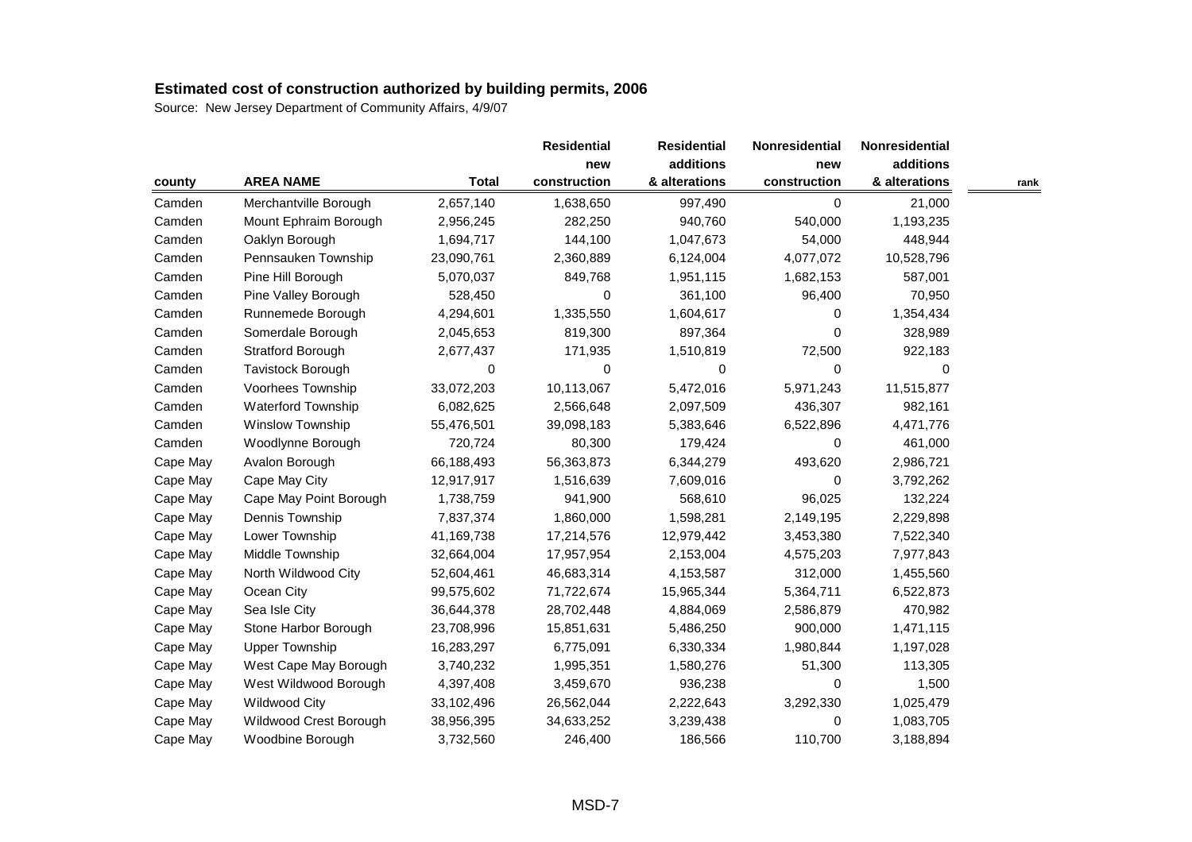# Estimated cost of construction authorized by building permits, 2006

Source: New Jersey Department of Community Affairs, 4/9/07

| county | AREA NAME | Total | Residential new construction | Residential additions & alterations | Nonresidential new construction | Nonresidential additions & alterations | rank |
|---|---|---|---|---|---|---|---|
| Camden | Merchantville Borough | 2,657,140 | 1,638,650 | 997,490 | 0 | 21,000 | |
| Camden | Mount Ephraim Borough | 2,956,245 | 282,250 | 940,760 | 540,000 | 1,193,235 | |
| Camden | Oaklyn Borough | 1,694,717 | 144,100 | 1,047,673 | 54,000 | 448,944 | |
| Camden | Pennsauken Township | 23,090,761 | 2,360,889 | 6,124,004 | 4,077,072 | 10,528,796 | |
| Camden | Pine Hill Borough | 5,070,037 | 849,768 | 1,951,115 | 1,682,153 | 587,001 | |
| Camden | Pine Valley Borough | 528,450 | 0 | 361,100 | 96,400 | 70,950 | |
| Camden | Runnemede Borough | 4,294,601 | 1,335,550 | 1,604,617 | 0 | 1,354,434 | |
| Camden | Somerdale Borough | 2,045,653 | 819,300 | 897,364 | 0 | 328,989 | |
| Camden | Stratford Borough | 2,677,437 | 171,935 | 1,510,819 | 72,500 | 922,183 | |
| Camden | Tavistock Borough | 0 | 0 | 0 | 0 | 0 | |
| Camden | Voorhees Township | 33,072,203 | 10,113,067 | 5,472,016 | 5,971,243 | 11,515,877 | |
| Camden | Waterford Township | 6,082,625 | 2,566,648 | 2,097,509 | 436,307 | 982,161 | |
| Camden | Winslow Township | 55,476,501 | 39,098,183 | 5,383,646 | 6,522,896 | 4,471,776 | |
| Camden | Woodlynne Borough | 720,724 | 80,300 | 179,424 | 0 | 461,000 | |
| Cape May | Avalon Borough | 66,188,493 | 56,363,873 | 6,344,279 | 493,620 | 2,986,721 | |
| Cape May | Cape May City | 12,917,917 | 1,516,639 | 7,609,016 | 0 | 3,792,262 | |
| Cape May | Cape May Point Borough | 1,738,759 | 941,900 | 568,610 | 96,025 | 132,224 | |
| Cape May | Dennis Township | 7,837,374 | 1,860,000 | 1,598,281 | 2,149,195 | 2,229,898 | |
| Cape May | Lower Township | 41,169,738 | 17,214,576 | 12,979,442 | 3,453,380 | 7,522,340 | |
| Cape May | Middle Township | 32,664,004 | 17,957,954 | 2,153,004 | 4,575,203 | 7,977,843 | |
| Cape May | North Wildwood City | 52,604,461 | 46,683,314 | 4,153,587 | 312,000 | 1,455,560 | |
| Cape May | Ocean City | 99,575,602 | 71,722,674 | 15,965,344 | 5,364,711 | 6,522,873 | |
| Cape May | Sea Isle City | 36,644,378 | 28,702,448 | 4,884,069 | 2,586,879 | 470,982 | |
| Cape May | Stone Harbor Borough | 23,708,996 | 15,851,631 | 5,486,250 | 900,000 | 1,471,115 | |
| Cape May | Upper Township | 16,283,297 | 6,775,091 | 6,330,334 | 1,980,844 | 1,197,028 | |
| Cape May | West Cape May Borough | 3,740,232 | 1,995,351 | 1,580,276 | 51,300 | 113,305 | |
| Cape May | West Wildwood Borough | 4,397,408 | 3,459,670 | 936,238 | 0 | 1,500 | |
| Cape May | Wildwood City | 33,102,496 | 26,562,044 | 2,222,643 | 3,292,330 | 1,025,479 | |
| Cape May | Wildwood Crest Borough | 38,956,395 | 34,633,252 | 3,239,438 | 0 | 1,083,705 | |
| Cape May | Woodbine Borough | 3,732,560 | 246,400 | 186,566 | 110,700 | 3,188,894 | |

MSD-7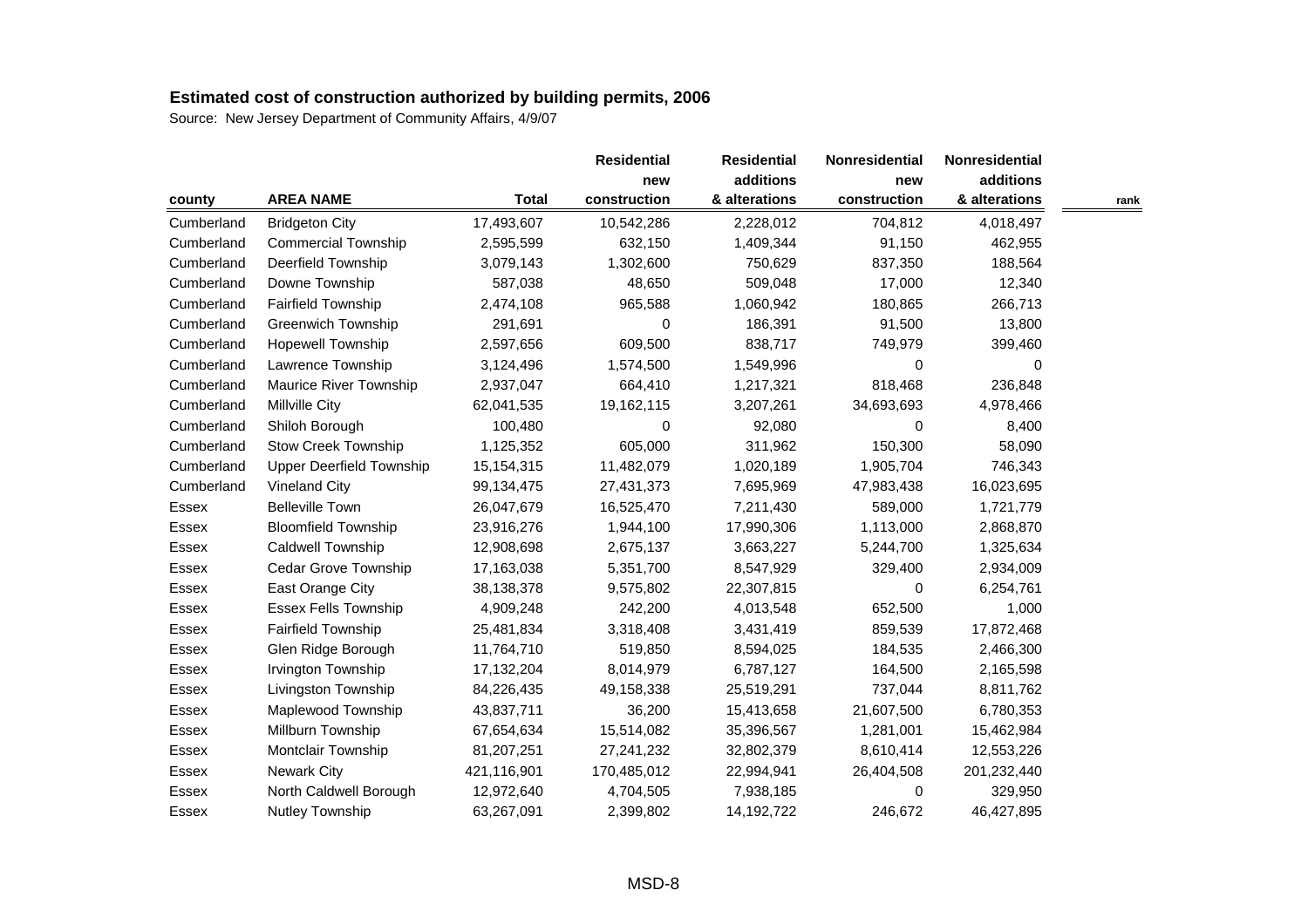## Estimated cost of construction authorized by building permits, 2006

Source: New Jersey Department of Community Affairs, 4/9/07

| county | AREA NAME | Total | Residential new construction | Residential additions & alterations | Nonresidential new construction | Nonresidential additions & alterations | rank |
|---|---|---|---|---|---|---|---|
| Cumberland | Bridgeton City | 17,493,607 | 10,542,286 | 2,228,012 | 704,812 | 4,018,497 | |
| Cumberland | Commercial Township | 2,595,599 | 632,150 | 1,409,344 | 91,150 | 462,955 | |
| Cumberland | Deerfield Township | 3,079,143 | 1,302,600 | 750,629 | 837,350 | 188,564 | |
| Cumberland | Downe Township | 587,038 | 48,650 | 509,048 | 17,000 | 12,340 | |
| Cumberland | Fairfield Township | 2,474,108 | 965,588 | 1,060,942 | 180,865 | 266,713 | |
| Cumberland | Greenwich Township | 291,691 | 0 | 186,391 | 91,500 | 13,800 | |
| Cumberland | Hopewell Township | 2,597,656 | 609,500 | 838,717 | 749,979 | 399,460 | |
| Cumberland | Lawrence Township | 3,124,496 | 1,574,500 | 1,549,996 | 0 | 0 | |
| Cumberland | Maurice River Township | 2,937,047 | 664,410 | 1,217,321 | 818,468 | 236,848 | |
| Cumberland | Millville City | 62,041,535 | 19,162,115 | 3,207,261 | 34,693,693 | 4,978,466 | |
| Cumberland | Shiloh Borough | 100,480 | 0 | 92,080 | 0 | 8,400 | |
| Cumberland | Stow Creek Township | 1,125,352 | 605,000 | 311,962 | 150,300 | 58,090 | |
| Cumberland | Upper Deerfield Township | 15,154,315 | 11,482,079 | 1,020,189 | 1,905,704 | 746,343 | |
| Cumberland | Vineland City | 99,134,475 | 27,431,373 | 7,695,969 | 47,983,438 | 16,023,695 | |
| Essex | Belleville Town | 26,047,679 | 16,525,470 | 7,211,430 | 589,000 | 1,721,779 | |
| Essex | Bloomfield Township | 23,916,276 | 1,944,100 | 17,990,306 | 1,113,000 | 2,868,870 | |
| Essex | Caldwell Township | 12,908,698 | 2,675,137 | 3,663,227 | 5,244,700 | 1,325,634 | |
| Essex | Cedar Grove Township | 17,163,038 | 5,351,700 | 8,547,929 | 329,400 | 2,934,009 | |
| Essex | East Orange City | 38,138,378 | 9,575,802 | 22,307,815 | 0 | 6,254,761 | |
| Essex | Essex Fells Township | 4,909,248 | 242,200 | 4,013,548 | 652,500 | 1,000 | |
| Essex | Fairfield Township | 25,481,834 | 3,318,408 | 3,431,419 | 859,539 | 17,872,468 | |
| Essex | Glen Ridge Borough | 11,764,710 | 519,850 | 8,594,025 | 184,535 | 2,466,300 | |
| Essex | Irvington Township | 17,132,204 | 8,014,979 | 6,787,127 | 164,500 | 2,165,598 | |
| Essex | Livingston Township | 84,226,435 | 49,158,338 | 25,519,291 | 737,044 | 8,811,762 | |
| Essex | Maplewood Township | 43,837,711 | 36,200 | 15,413,658 | 21,607,500 | 6,780,353 | |
| Essex | Millburn Township | 67,654,634 | 15,514,082 | 35,396,567 | 1,281,001 | 15,462,984 | |
| Essex | Montclair Township | 81,207,251 | 27,241,232 | 32,802,379 | 8,610,414 | 12,553,226 | |
| Essex | Newark City | 421,116,901 | 170,485,012 | 22,994,941 | 26,404,508 | 201,232,440 | |
| Essex | North Caldwell Borough | 12,972,640 | 4,704,505 | 7,938,185 | 0 | 329,950 | |
| Essex | Nutley Township | 63,267,091 | 2,399,802 | 14,192,722 | 246,672 | 46,427,895 | |

MSD-8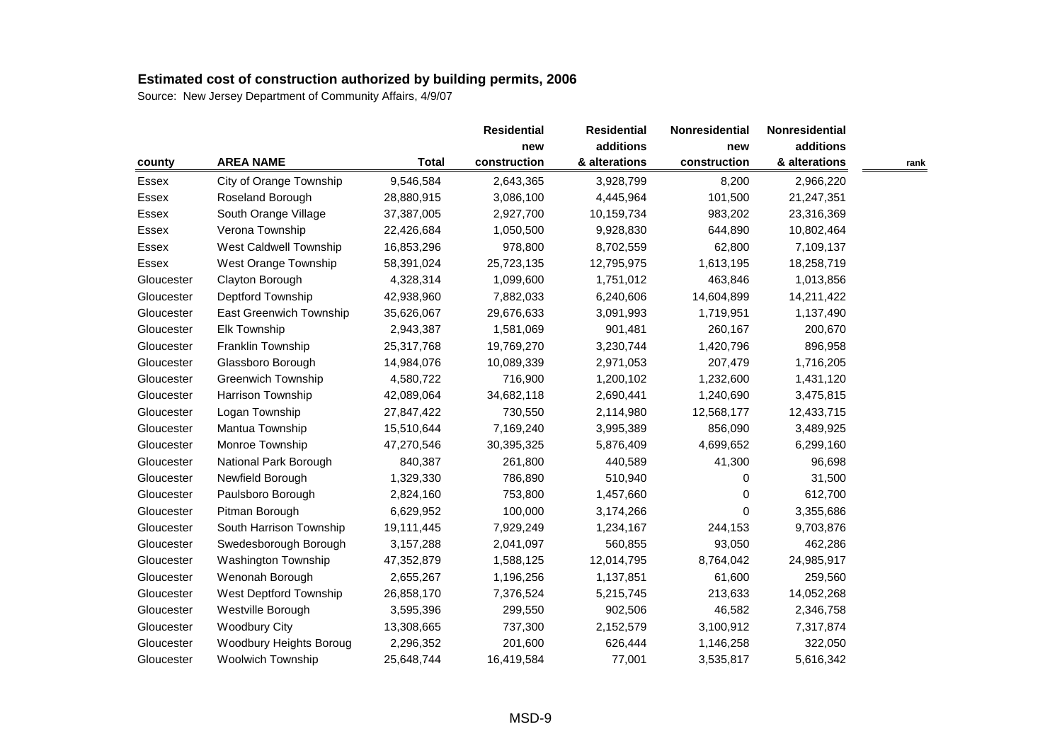# Estimated cost of construction authorized by building permits, 2006

Source: New Jersey Department of Community Affairs, 4/9/07

| county | AREA NAME | Total | Residential new construction | Residential additions & alterations | Nonresidential new construction | Nonresidential additions & alterations | rank |
|---|---|---|---|---|---|---|---|
| Essex | City of Orange Township | 9,546,584 | 2,643,365 | 3,928,799 | 8,200 | 2,966,220 | |
| Essex | Roseland Borough | 28,880,915 | 3,086,100 | 4,445,964 | 101,500 | 21,247,351 | |
| Essex | South Orange Village | 37,387,005 | 2,927,700 | 10,159,734 | 983,202 | 23,316,369 | |
| Essex | Verona Township | 22,426,684 | 1,050,500 | 9,928,830 | 644,890 | 10,802,464 | |
| Essex | West Caldwell Township | 16,853,296 | 978,800 | 8,702,559 | 62,800 | 7,109,137 | |
| Essex | West Orange Township | 58,391,024 | 25,723,135 | 12,795,975 | 1,613,195 | 18,258,719 | |
| Gloucester | Clayton Borough | 4,328,314 | 1,099,600 | 1,751,012 | 463,846 | 1,013,856 | |
| Gloucester | Deptford Township | 42,938,960 | 7,882,033 | 6,240,606 | 14,604,899 | 14,211,422 | |
| Gloucester | East Greenwich Township | 35,626,067 | 29,676,633 | 3,091,993 | 1,719,951 | 1,137,490 | |
| Gloucester | Elk Township | 2,943,387 | 1,581,069 | 901,481 | 260,167 | 200,670 | |
| Gloucester | Franklin Township | 25,317,768 | 19,769,270 | 3,230,744 | 1,420,796 | 896,958 | |
| Gloucester | Glassboro Borough | 14,984,076 | 10,089,339 | 2,971,053 | 207,479 | 1,716,205 | |
| Gloucester | Greenwich Township | 4,580,722 | 716,900 | 1,200,102 | 1,232,600 | 1,431,120 | |
| Gloucester | Harrison Township | 42,089,064 | 34,682,118 | 2,690,441 | 1,240,690 | 3,475,815 | |
| Gloucester | Logan Township | 27,847,422 | 730,550 | 2,114,980 | 12,568,177 | 12,433,715 | |
| Gloucester | Mantua Township | 15,510,644 | 7,169,240 | 3,995,389 | 856,090 | 3,489,925 | |
| Gloucester | Monroe Township | 47,270,546 | 30,395,325 | 5,876,409 | 4,699,652 | 6,299,160 | |
| Gloucester | National Park Borough | 840,387 | 261,800 | 440,589 | 41,300 | 96,698 | |
| Gloucester | Newfield Borough | 1,329,330 | 786,890 | 510,940 | 0 | 31,500 | |
| Gloucester | Paulsboro Borough | 2,824,160 | 753,800 | 1,457,660 | 0 | 612,700 | |
| Gloucester | Pitman Borough | 6,629,952 | 100,000 | 3,174,266 | 0 | 3,355,686 | |
| Gloucester | South Harrison Township | 19,111,445 | 7,929,249 | 1,234,167 | 244,153 | 9,703,876 | |
| Gloucester | Swedesborough Borough | 3,157,288 | 2,041,097 | 560,855 | 93,050 | 462,286 | |
| Gloucester | Washington Township | 47,352,879 | 1,588,125 | 12,014,795 | 8,764,042 | 24,985,917 | |
| Gloucester | Wenonah Borough | 2,655,267 | 1,196,256 | 1,137,851 | 61,600 | 259,560 | |
| Gloucester | West Deptford Township | 26,858,170 | 7,376,524 | 5,215,745 | 213,633 | 14,052,268 | |
| Gloucester | Westville Borough | 3,595,396 | 299,550 | 902,506 | 46,582 | 2,346,758 | |
| Gloucester | Woodbury City | 13,308,665 | 737,300 | 2,152,579 | 3,100,912 | 7,317,874 | |
| Gloucester | Woodbury Heights Boroug | 2,296,352 | 201,600 | 626,444 | 1,146,258 | 322,050 | |
| Gloucester | Woolwich Township | 25,648,744 | 16,419,584 | 77,001 | 3,535,817 | 5,616,342 | |

MSD-9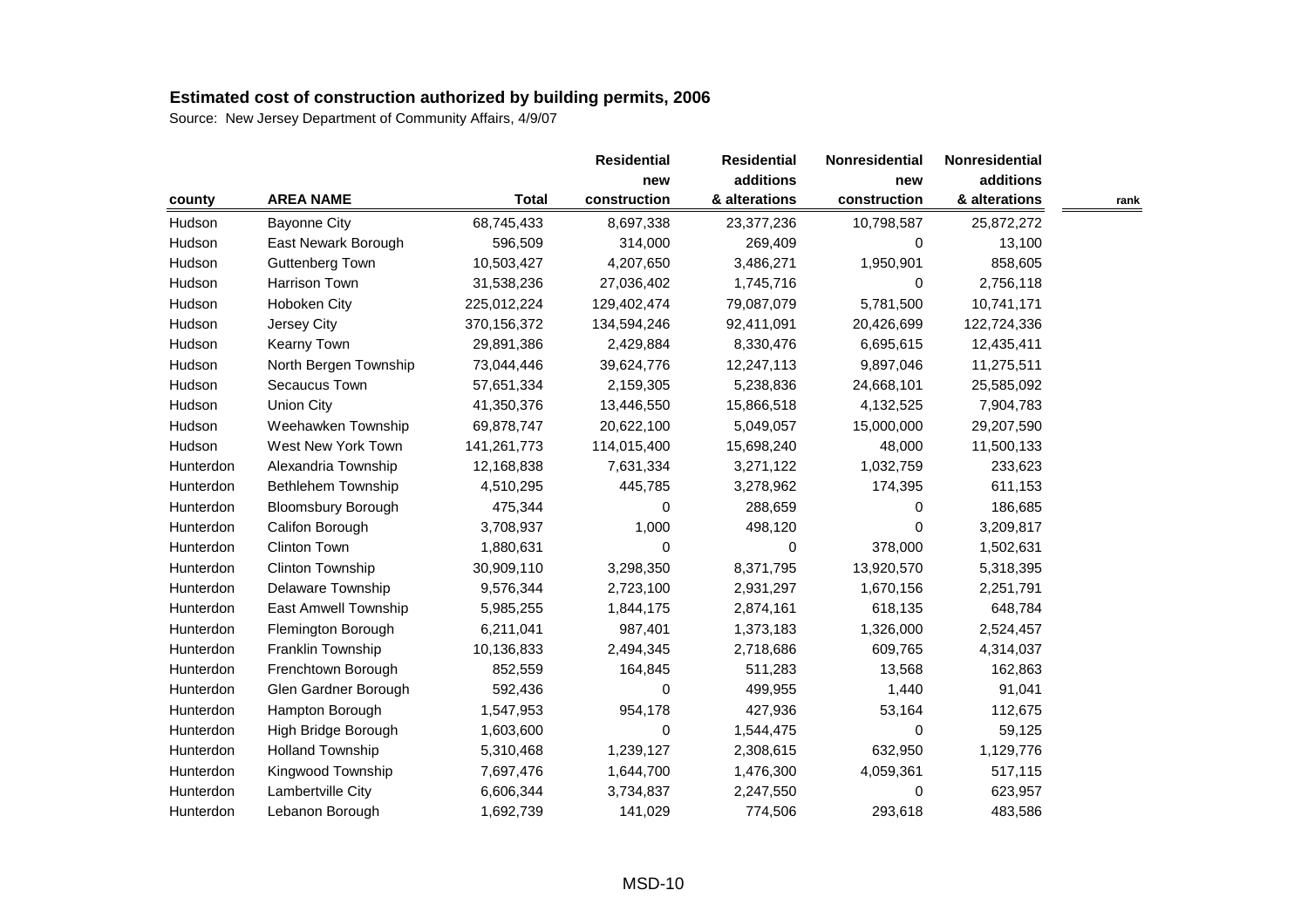## Estimated cost of construction authorized by building permits, 2006

Source: New Jersey Department of Community Affairs, 4/9/07

| county | AREA NAME | Total | Residential new construction | Residential additions & alterations | Nonresidential new construction | Nonresidential additions & alterations | rank |
|---|---|---|---|---|---|---|---|
| Hudson | Bayonne City | 68,745,433 | 8,697,338 | 23,377,236 | 10,798,587 | 25,872,272 | |
| Hudson | East Newark Borough | 596,509 | 314,000 | 269,409 | 0 | 13,100 | |
| Hudson | Guttenberg Town | 10,503,427 | 4,207,650 | 3,486,271 | 1,950,901 | 858,605 | |
| Hudson | Harrison Town | 31,538,236 | 27,036,402 | 1,745,716 | 0 | 2,756,118 | |
| Hudson | Hoboken City | 225,012,224 | 129,402,474 | 79,087,079 | 5,781,500 | 10,741,171 | |
| Hudson | Jersey City | 370,156,372 | 134,594,246 | 92,411,091 | 20,426,699 | 122,724,336 | |
| Hudson | Kearny Town | 29,891,386 | 2,429,884 | 8,330,476 | 6,695,615 | 12,435,411 | |
| Hudson | North Bergen Township | 73,044,446 | 39,624,776 | 12,247,113 | 9,897,046 | 11,275,511 | |
| Hudson | Secaucus Town | 57,651,334 | 2,159,305 | 5,238,836 | 24,668,101 | 25,585,092 | |
| Hudson | Union City | 41,350,376 | 13,446,550 | 15,866,518 | 4,132,525 | 7,904,783 | |
| Hudson | Weehawken Township | 69,878,747 | 20,622,100 | 5,049,057 | 15,000,000 | 29,207,590 | |
| Hudson | West New York Town | 141,261,773 | 114,015,400 | 15,698,240 | 48,000 | 11,500,133 | |
| Hunterdon | Alexandria Township | 12,168,838 | 7,631,334 | 3,271,122 | 1,032,759 | 233,623 | |
| Hunterdon | Bethlehem Township | 4,510,295 | 445,785 | 3,278,962 | 174,395 | 611,153 | |
| Hunterdon | Bloomsbury Borough | 475,344 | 0 | 288,659 | 0 | 186,685 | |
| Hunterdon | Califon Borough | 3,708,937 | 1,000 | 498,120 | 0 | 3,209,817 | |
| Hunterdon | Clinton Town | 1,880,631 | 0 | 0 | 378,000 | 1,502,631 | |
| Hunterdon | Clinton Township | 30,909,110 | 3,298,350 | 8,371,795 | 13,920,570 | 5,318,395 | |
| Hunterdon | Delaware Township | 9,576,344 | 2,723,100 | 2,931,297 | 1,670,156 | 2,251,791 | |
| Hunterdon | East Amwell Township | 5,985,255 | 1,844,175 | 2,874,161 | 618,135 | 648,784 | |
| Hunterdon | Flemington Borough | 6,211,041 | 987,401 | 1,373,183 | 1,326,000 | 2,524,457 | |
| Hunterdon | Franklin Township | 10,136,833 | 2,494,345 | 2,718,686 | 609,765 | 4,314,037 | |
| Hunterdon | Frenchtown Borough | 852,559 | 164,845 | 511,283 | 13,568 | 162,863 | |
| Hunterdon | Glen Gardner Borough | 592,436 | 0 | 499,955 | 1,440 | 91,041 | |
| Hunterdon | Hampton Borough | 1,547,953 | 954,178 | 427,936 | 53,164 | 112,675 | |
| Hunterdon | High Bridge Borough | 1,603,600 | 0 | 1,544,475 | 0 | 59,125 | |
| Hunterdon | Holland Township | 5,310,468 | 1,239,127 | 2,308,615 | 632,950 | 1,129,776 | |
| Hunterdon | Kingwood Township | 7,697,476 | 1,644,700 | 1,476,300 | 4,059,361 | 517,115 | |
| Hunterdon | Lambertville City | 6,606,344 | 3,734,837 | 2,247,550 | 0 | 623,957 | |
| Hunterdon | Lebanon Borough | 1,692,739 | 141,029 | 774,506 | 293,618 | 483,586 | |

MSD-10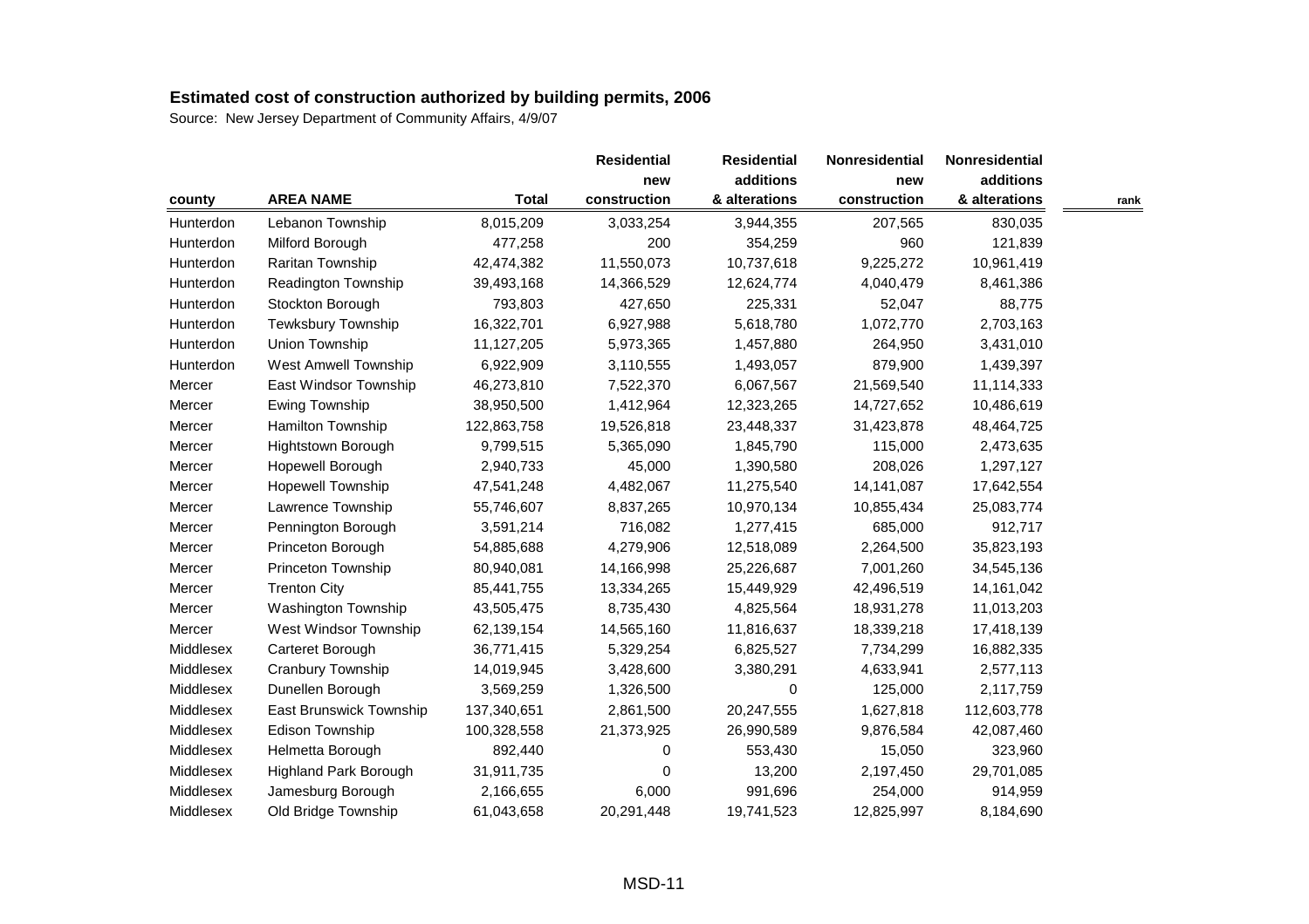## Estimated cost of construction authorized by building permits, 2006

Source: New Jersey Department of Community Affairs, 4/9/07

| county | AREA NAME | Total | Residential new construction | Residential additions & alterations | Nonresidential new construction | Nonresidential additions & alterations | rank |
|---|---|---|---|---|---|---|---|
| Hunterdon | Lebanon Township | 8,015,209 | 3,033,254 | 3,944,355 | 207,565 | 830,035 | |
| Hunterdon | Milford Borough | 477,258 | 200 | 354,259 | 960 | 121,839 | |
| Hunterdon | Raritan Township | 42,474,382 | 11,550,073 | 10,737,618 | 9,225,272 | 10,961,419 | |
| Hunterdon | Readington Township | 39,493,168 | 14,366,529 | 12,624,774 | 4,040,479 | 8,461,386 | |
| Hunterdon | Stockton Borough | 793,803 | 427,650 | 225,331 | 52,047 | 88,775 | |
| Hunterdon | Tewksbury Township | 16,322,701 | 6,927,988 | 5,618,780 | 1,072,770 | 2,703,163 | |
| Hunterdon | Union Township | 11,127,205 | 5,973,365 | 1,457,880 | 264,950 | 3,431,010 | |
| Hunterdon | West Amwell Township | 6,922,909 | 3,110,555 | 1,493,057 | 879,900 | 1,439,397 | |
| Mercer | East Windsor Township | 46,273,810 | 7,522,370 | 6,067,567 | 21,569,540 | 11,114,333 | |
| Mercer | Ewing Township | 38,950,500 | 1,412,964 | 12,323,265 | 14,727,652 | 10,486,619 | |
| Mercer | Hamilton Township | 122,863,758 | 19,526,818 | 23,448,337 | 31,423,878 | 48,464,725 | |
| Mercer | Hightstown Borough | 9,799,515 | 5,365,090 | 1,845,790 | 115,000 | 2,473,635 | |
| Mercer | Hopewell Borough | 2,940,733 | 45,000 | 1,390,580 | 208,026 | 1,297,127 | |
| Mercer | Hopewell Township | 47,541,248 | 4,482,067 | 11,275,540 | 14,141,087 | 17,642,554 | |
| Mercer | Lawrence Township | 55,746,607 | 8,837,265 | 10,970,134 | 10,855,434 | 25,083,774 | |
| Mercer | Pennington Borough | 3,591,214 | 716,082 | 1,277,415 | 685,000 | 912,717 | |
| Mercer | Princeton Borough | 54,885,688 | 4,279,906 | 12,518,089 | 2,264,500 | 35,823,193 | |
| Mercer | Princeton Township | 80,940,081 | 14,166,998 | 25,226,687 | 7,001,260 | 34,545,136 | |
| Mercer | Trenton City | 85,441,755 | 13,334,265 | 15,449,929 | 42,496,519 | 14,161,042 | |
| Mercer | Washington Township | 43,505,475 | 8,735,430 | 4,825,564 | 18,931,278 | 11,013,203 | |
| Mercer | West Windsor Township | 62,139,154 | 14,565,160 | 11,816,637 | 18,339,218 | 17,418,139 | |
| Middlesex | Carteret Borough | 36,771,415 | 5,329,254 | 6,825,527 | 7,734,299 | 16,882,335 | |
| Middlesex | Cranbury Township | 14,019,945 | 3,428,600 | 3,380,291 | 4,633,941 | 2,577,113 | |
| Middlesex | Dunellen Borough | 3,569,259 | 1,326,500 | 0 | 125,000 | 2,117,759 | |
| Middlesex | East Brunswick Township | 137,340,651 | 2,861,500 | 20,247,555 | 1,627,818 | 112,603,778 | |
| Middlesex | Edison Township | 100,328,558 | 21,373,925 | 26,990,589 | 9,876,584 | 42,087,460 | |
| Middlesex | Helmetta Borough | 892,440 | 0 | 553,430 | 15,050 | 323,960 | |
| Middlesex | Highland Park Borough | 31,911,735 | 0 | 13,200 | 2,197,450 | 29,701,085 | |
| Middlesex | Jamesburg Borough | 2,166,655 | 6,000 | 991,696 | 254,000 | 914,959 | |
| Middlesex | Old Bridge Township | 61,043,658 | 20,291,448 | 19,741,523 | 12,825,997 | 8,184,690 | |

MSD-11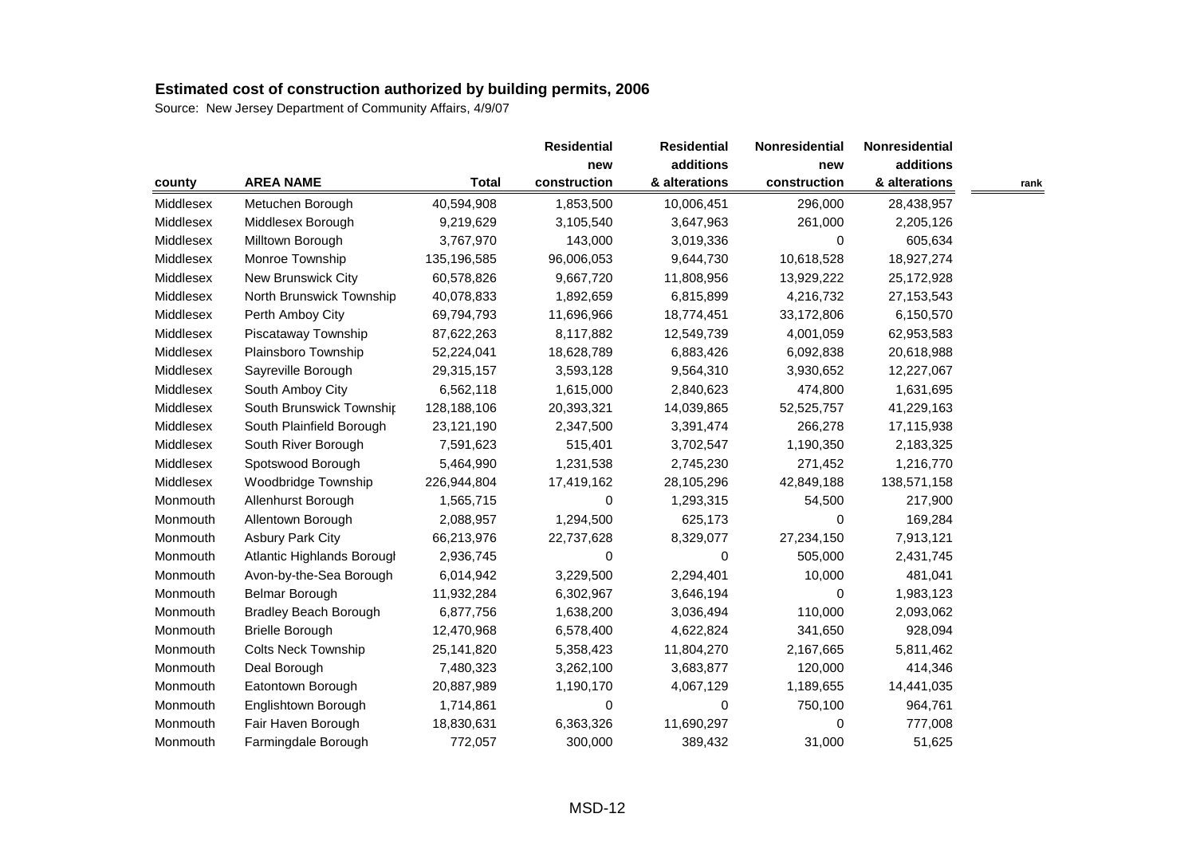## Estimated cost of construction authorized by building permits, 2006

Source: New Jersey Department of Community Affairs, 4/9/07

| county | AREA NAME | Total | Residential new construction | Residential additions & alterations | Nonresidential new construction | Nonresidential additions & alterations | rank |
|---|---|---|---|---|---|---|---|
| Middlesex | Metuchen Borough | 40,594,908 | 1,853,500 | 10,006,451 | 296,000 | 28,438,957 | |
| Middlesex | Middlesex Borough | 9,219,629 | 3,105,540 | 3,647,963 | 261,000 | 2,205,126 | |
| Middlesex | Milltown Borough | 3,767,970 | 143,000 | 3,019,336 | 0 | 605,634 | |
| Middlesex | Monroe Township | 135,196,585 | 96,006,053 | 9,644,730 | 10,618,528 | 18,927,274 | |
| Middlesex | New Brunswick City | 60,578,826 | 9,667,720 | 11,808,956 | 13,929,222 | 25,172,928 | |
| Middlesex | North Brunswick Township | 40,078,833 | 1,892,659 | 6,815,899 | 4,216,732 | 27,153,543 | |
| Middlesex | Perth Amboy City | 69,794,793 | 11,696,966 | 18,774,451 | 33,172,806 | 6,150,570 | |
| Middlesex | Piscataway Township | 87,622,263 | 8,117,882 | 12,549,739 | 4,001,059 | 62,953,583 | |
| Middlesex | Plainsboro Township | 52,224,041 | 18,628,789 | 6,883,426 | 6,092,838 | 20,618,988 | |
| Middlesex | Sayreville Borough | 29,315,157 | 3,593,128 | 9,564,310 | 3,930,652 | 12,227,067 | |
| Middlesex | South Amboy City | 6,562,118 | 1,615,000 | 2,840,623 | 474,800 | 1,631,695 | |
| Middlesex | South Brunswick Townshi | 128,188,106 | 20,393,321 | 14,039,865 | 52,525,757 | 41,229,163 | |
| Middlesex | South Plainfield Borough | 23,121,190 | 2,347,500 | 3,391,474 | 266,278 | 17,115,938 | |
| Middlesex | South River Borough | 7,591,623 | 515,401 | 3,702,547 | 1,190,350 | 2,183,325 | |
| Middlesex | Spotswood Borough | 5,464,990 | 1,231,538 | 2,745,230 | 271,452 | 1,216,770 | |
| Middlesex | Woodbridge Township | 226,944,804 | 17,419,162 | 28,105,296 | 42,849,188 | 138,571,158 | |
| Monmouth | Allenhurst Borough | 1,565,715 | 0 | 1,293,315 | 54,500 | 217,900 | |
| Monmouth | Allentown Borough | 2,088,957 | 1,294,500 | 625,173 | 0 | 169,284 | |
| Monmouth | Asbury Park City | 66,213,976 | 22,737,628 | 8,329,077 | 27,234,150 | 7,913,121 | |
| Monmouth | Atlantic Highlands Borough | 2,936,745 | 0 | 0 | 505,000 | 2,431,745 | |
| Monmouth | Avon-by-the-Sea Borough | 6,014,942 | 3,229,500 | 2,294,401 | 10,000 | 481,041 | |
| Monmouth | Belmar Borough | 11,932,284 | 6,302,967 | 3,646,194 | 0 | 1,983,123 | |
| Monmouth | Bradley Beach Borough | 6,877,756 | 1,638,200 | 3,036,494 | 110,000 | 2,093,062 | |
| Monmouth | Brielle Borough | 12,470,968 | 6,578,400 | 4,622,824 | 341,650 | 928,094 | |
| Monmouth | Colts Neck Township | 25,141,820 | 5,358,423 | 11,804,270 | 2,167,665 | 5,811,462 | |
| Monmouth | Deal Borough | 7,480,323 | 3,262,100 | 3,683,877 | 120,000 | 414,346 | |
| Monmouth | Eatontown Borough | 20,887,989 | 1,190,170 | 4,067,129 | 1,189,655 | 14,441,035 | |
| Monmouth | Englishtown Borough | 1,714,861 | 0 | 0 | 750,100 | 964,761 | |
| Monmouth | Fair Haven Borough | 18,830,631 | 6,363,326 | 11,690,297 | 0 | 777,008 | |
| Monmouth | Farmingdale Borough | 772,057 | 300,000 | 389,432 | 31,000 | 51,625 | |

MSD-12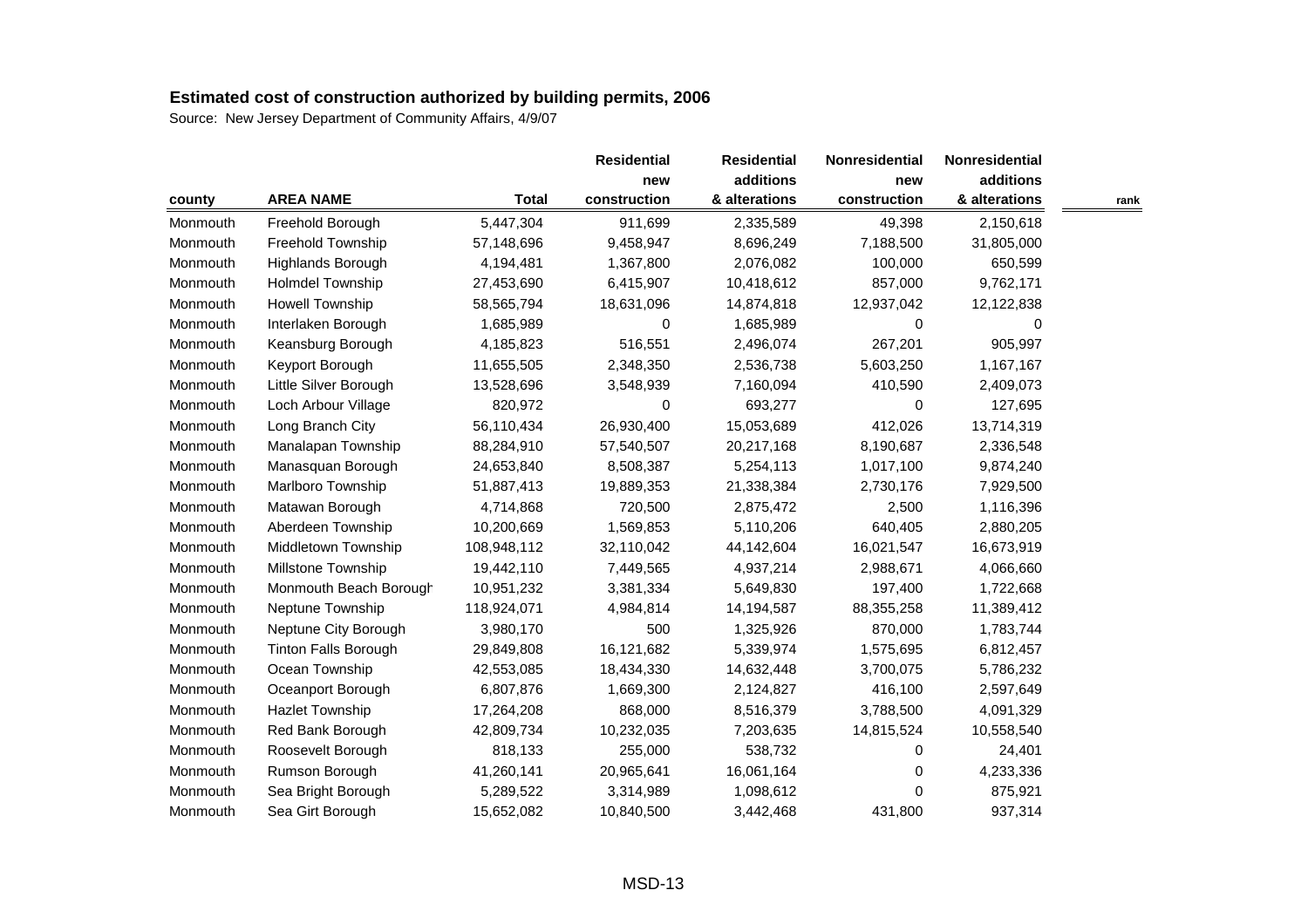# Estimated cost of construction authorized by building permits, 2006

Source: New Jersey Department of Community Affairs, 4/9/07

| county | AREA NAME | Total | Residential new construction | Residential additions & alterations | Nonresidential new construction | Nonresidential additions & alterations | rank |
|---|---|---|---|---|---|---|---|
| Monmouth | Freehold Borough | 5,447,304 | 911,699 | 2,335,589 | 49,398 | 2,150,618 | |
| Monmouth | Freehold Township | 57,148,696 | 9,458,947 | 8,696,249 | 7,188,500 | 31,805,000 | |
| Monmouth | Highlands Borough | 4,194,481 | 1,367,800 | 2,076,082 | 100,000 | 650,599 | |
| Monmouth | Holmdel Township | 27,453,690 | 6,415,907 | 10,418,612 | 857,000 | 9,762,171 | |
| Monmouth | Howell Township | 58,565,794 | 18,631,096 | 14,874,818 | 12,937,042 | 12,122,838 | |
| Monmouth | Interlaken Borough | 1,685,989 | 0 | 1,685,989 | 0 | 0 | |
| Monmouth | Keansburg Borough | 4,185,823 | 516,551 | 2,496,074 | 267,201 | 905,997 | |
| Monmouth | Keyport Borough | 11,655,505 | 2,348,350 | 2,536,738 | 5,603,250 | 1,167,167 | |
| Monmouth | Little Silver Borough | 13,528,696 | 3,548,939 | 7,160,094 | 410,590 | 2,409,073 | |
| Monmouth | Loch Arbour Village | 820,972 | 0 | 693,277 | 0 | 127,695 | |
| Monmouth | Long Branch City | 56,110,434 | 26,930,400 | 15,053,689 | 412,026 | 13,714,319 | |
| Monmouth | Manalapan Township | 88,284,910 | 57,540,507 | 20,217,168 | 8,190,687 | 2,336,548 | |
| Monmouth | Manasquan Borough | 24,653,840 | 8,508,387 | 5,254,113 | 1,017,100 | 9,874,240 | |
| Monmouth | Marlboro Township | 51,887,413 | 19,889,353 | 21,338,384 | 2,730,176 | 7,929,500 | |
| Monmouth | Matawan Borough | 4,714,868 | 720,500 | 2,875,472 | 2,500 | 1,116,396 | |
| Monmouth | Aberdeen Township | 10,200,669 | 1,569,853 | 5,110,206 | 640,405 | 2,880,205 | |
| Monmouth | Middletown Township | 108,948,112 | 32,110,042 | 44,142,604 | 16,021,547 | 16,673,919 | |
| Monmouth | Millstone Township | 19,442,110 | 7,449,565 | 4,937,214 | 2,988,671 | 4,066,660 | |
| Monmouth | Monmouth Beach Borough | 10,951,232 | 3,381,334 | 5,649,830 | 197,400 | 1,722,668 | |
| Monmouth | Neptune Township | 118,924,071 | 4,984,814 | 14,194,587 | 88,355,258 | 11,389,412 | |
| Monmouth | Neptune City Borough | 3,980,170 | 500 | 1,325,926 | 870,000 | 1,783,744 | |
| Monmouth | Tinton Falls Borough | 29,849,808 | 16,121,682 | 5,339,974 | 1,575,695 | 6,812,457 | |
| Monmouth | Ocean Township | 42,553,085 | 18,434,330 | 14,632,448 | 3,700,075 | 5,786,232 | |
| Monmouth | Oceanport Borough | 6,807,876 | 1,669,300 | 2,124,827 | 416,100 | 2,597,649 | |
| Monmouth | Hazlet Township | 17,264,208 | 868,000 | 8,516,379 | 3,788,500 | 4,091,329 | |
| Monmouth | Red Bank Borough | 42,809,734 | 10,232,035 | 7,203,635 | 14,815,524 | 10,558,540 | |
| Monmouth | Roosevelt Borough | 818,133 | 255,000 | 538,732 | 0 | 24,401 | |
| Monmouth | Rumson Borough | 41,260,141 | 20,965,641 | 16,061,164 | 0 | 4,233,336 | |
| Monmouth | Sea Bright Borough | 5,289,522 | 3,314,989 | 1,098,612 | 0 | 875,921 | |
| Monmouth | Sea Girt Borough | 15,652,082 | 10,840,500 | 3,442,468 | 431,800 | 937,314 | |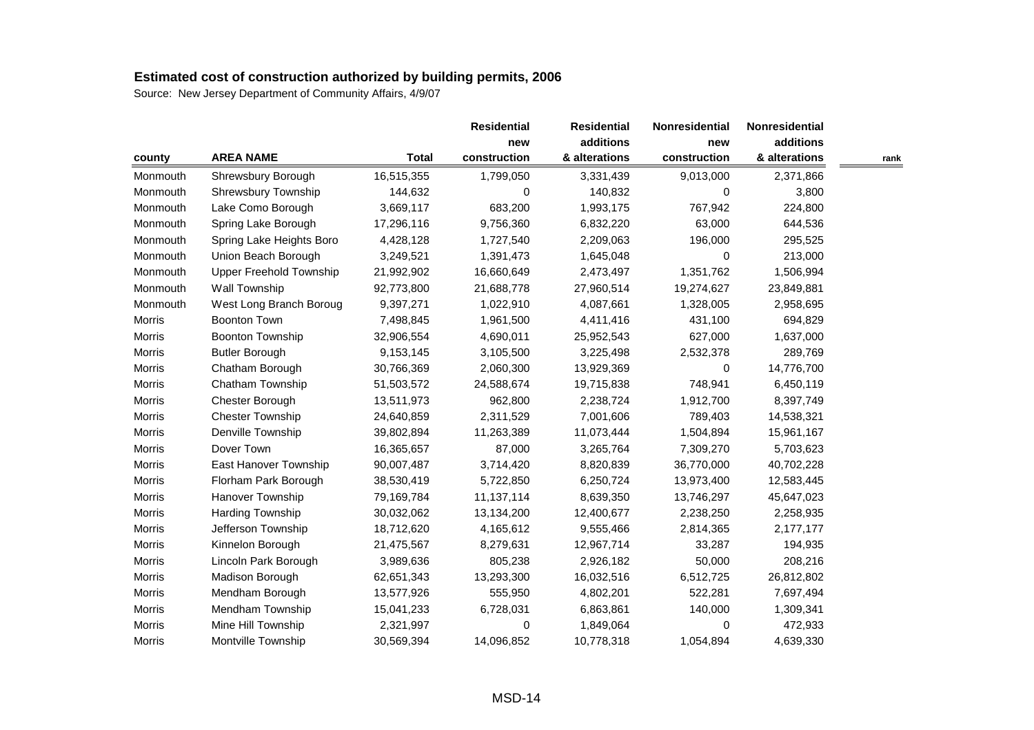## Estimated cost of construction authorized by building permits, 2006

Source: New Jersey Department of Community Affairs, 4/9/07

| county | AREA NAME | Total | Residential new construction | Residential additions & alterations | Nonresidential new construction | Nonresidential additions & alterations | rank |
|---|---|---|---|---|---|---|---|
| Monmouth | Shrewsbury Borough | 16,515,355 | 1,799,050 | 3,331,439 | 9,013,000 | 2,371,866 | |
| Monmouth | Shrewsbury Township | 144,632 | 0 | 140,832 | 0 | 3,800 | |
| Monmouth | Lake Como Borough | 3,669,117 | 683,200 | 1,993,175 | 767,942 | 224,800 | |
| Monmouth | Spring Lake Borough | 17,296,116 | 9,756,360 | 6,832,220 | 63,000 | 644,536 | |
| Monmouth | Spring Lake Heights Boro | 4,428,128 | 1,727,540 | 2,209,063 | 196,000 | 295,525 | |
| Monmouth | Union Beach Borough | 3,249,521 | 1,391,473 | 1,645,048 | 0 | 213,000 | |
| Monmouth | Upper Freehold Township | 21,992,902 | 16,660,649 | 2,473,497 | 1,351,762 | 1,506,994 | |
| Monmouth | Wall Township | 92,773,800 | 21,688,778 | 27,960,514 | 19,274,627 | 23,849,881 | |
| Monmouth | West Long Branch Boroug | 9,397,271 | 1,022,910 | 4,087,661 | 1,328,005 | 2,958,695 | |
| Morris | Boonton Town | 7,498,845 | 1,961,500 | 4,411,416 | 431,100 | 694,829 | |
| Morris | Boonton Township | 32,906,554 | 4,690,011 | 25,952,543 | 627,000 | 1,637,000 | |
| Morris | Butler Borough | 9,153,145 | 3,105,500 | 3,225,498 | 2,532,378 | 289,769 | |
| Morris | Chatham Borough | 30,766,369 | 2,060,300 | 13,929,369 | 0 | 14,776,700 | |
| Morris | Chatham Township | 51,503,572 | 24,588,674 | 19,715,838 | 748,941 | 6,450,119 | |
| Morris | Chester Borough | 13,511,973 | 962,800 | 2,238,724 | 1,912,700 | 8,397,749 | |
| Morris | Chester Township | 24,640,859 | 2,311,529 | 7,001,606 | 789,403 | 14,538,321 | |
| Morris | Denville Township | 39,802,894 | 11,263,389 | 11,073,444 | 1,504,894 | 15,961,167 | |
| Morris | Dover Town | 16,365,657 | 87,000 | 3,265,764 | 7,309,270 | 5,703,623 | |
| Morris | East Hanover Township | 90,007,487 | 3,714,420 | 8,820,839 | 36,770,000 | 40,702,228 | |
| Morris | Florham Park Borough | 38,530,419 | 5,722,850 | 6,250,724 | 13,973,400 | 12,583,445 | |
| Morris | Hanover Township | 79,169,784 | 11,137,114 | 8,639,350 | 13,746,297 | 45,647,023 | |
| Morris | Harding Township | 30,032,062 | 13,134,200 | 12,400,677 | 2,238,250 | 2,258,935 | |
| Morris | Jefferson Township | 18,712,620 | 4,165,612 | 9,555,466 | 2,814,365 | 2,177,177 | |
| Morris | Kinnelon Borough | 21,475,567 | 8,279,631 | 12,967,714 | 33,287 | 194,935 | |
| Morris | Lincoln Park Borough | 3,989,636 | 805,238 | 2,926,182 | 50,000 | 208,216 | |
| Morris | Madison Borough | 62,651,343 | 13,293,300 | 16,032,516 | 6,512,725 | 26,812,802 | |
| Morris | Mendham Borough | 13,577,926 | 555,950 | 4,802,201 | 522,281 | 7,697,494 | |
| Morris | Mendham Township | 15,041,233 | 6,728,031 | 6,863,861 | 140,000 | 1,309,341 | |
| Morris | Mine Hill Township | 2,321,997 | 0 | 1,849,064 | 0 | 472,933 | |
| Morris | Montville Township | 30,569,394 | 14,096,852 | 10,778,318 | 1,054,894 | 4,639,330 | |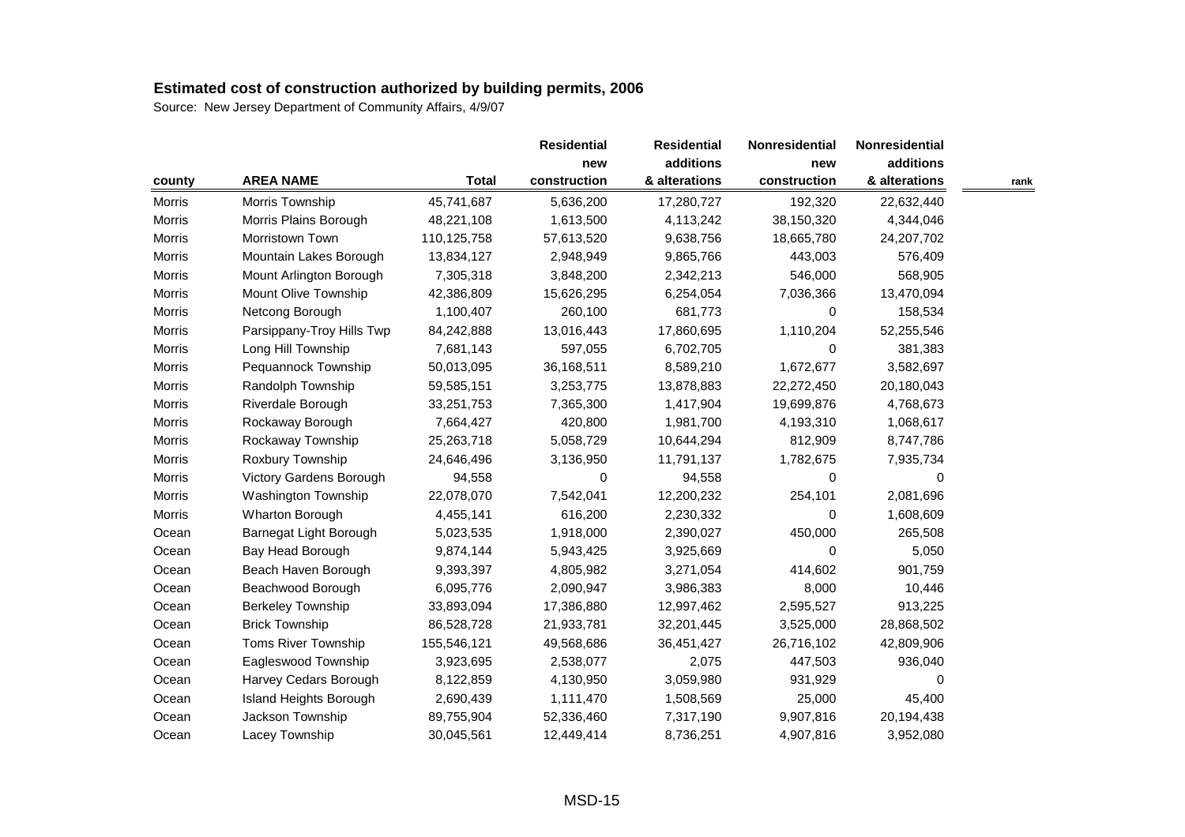# Estimated cost of construction authorized by building permits, 2006

Source: New Jersey Department of Community Affairs, 4/9/07

| county | AREA NAME | Total | Residential new construction | Residential additions & alterations | Nonresidential new construction | Nonresidential additions & alterations | rank |
|---|---|---|---|---|---|---|---|
| Morris | Morris Township | 45,741,687 | 5,636,200 | 17,280,727 | 192,320 | 22,632,440 | |
| Morris | Morris Plains Borough | 48,221,108 | 1,613,500 | 4,113,242 | 38,150,320 | 4,344,046 | |
| Morris | Morristown Town | 110,125,758 | 57,613,520 | 9,638,756 | 18,665,780 | 24,207,702 | |
| Morris | Mountain Lakes Borough | 13,834,127 | 2,948,949 | 9,865,766 | 443,003 | 576,409 | |
| Morris | Mount Arlington Borough | 7,305,318 | 3,848,200 | 2,342,213 | 546,000 | 568,905 | |
| Morris | Mount Olive Township | 42,386,809 | 15,626,295 | 6,254,054 | 7,036,366 | 13,470,094 | |
| Morris | Netcong Borough | 1,100,407 | 260,100 | 681,773 | 0 | 158,534 | |
| Morris | Parsippany-Troy Hills Twp | 84,242,888 | 13,016,443 | 17,860,695 | 1,110,204 | 52,255,546 | |
| Morris | Long Hill Township | 7,681,143 | 597,055 | 6,702,705 | 0 | 381,383 | |
| Morris | Pequannock Township | 50,013,095 | 36,168,511 | 8,589,210 | 1,672,677 | 3,582,697 | |
| Morris | Randolph Township | 59,585,151 | 3,253,775 | 13,878,883 | 22,272,450 | 20,180,043 | |
| Morris | Riverdale Borough | 33,251,753 | 7,365,300 | 1,417,904 | 19,699,876 | 4,768,673 | |
| Morris | Rockaway Borough | 7,664,427 | 420,800 | 1,981,700 | 4,193,310 | 1,068,617 | |
| Morris | Rockaway Township | 25,263,718 | 5,058,729 | 10,644,294 | 812,909 | 8,747,786 | |
| Morris | Roxbury Township | 24,646,496 | 3,136,950 | 11,791,137 | 1,782,675 | 7,935,734 | |
| Morris | Victory Gardens Borough | 94,558 | 0 | 94,558 | 0 | 0 | |
| Morris | Washington Township | 22,078,070 | 7,542,041 | 12,200,232 | 254,101 | 2,081,696 | |
| Morris | Wharton Borough | 4,455,141 | 616,200 | 2,230,332 | 0 | 1,608,609 | |
| Ocean | Barnegat Light Borough | 5,023,535 | 1,918,000 | 2,390,027 | 450,000 | 265,508 | |
| Ocean | Bay Head Borough | 9,874,144 | 5,943,425 | 3,925,669 | 0 | 5,050 | |
| Ocean | Beach Haven Borough | 9,393,397 | 4,805,982 | 3,271,054 | 414,602 | 901,759 | |
| Ocean | Beachwood Borough | 6,095,776 | 2,090,947 | 3,986,383 | 8,000 | 10,446 | |
| Ocean | Berkeley Township | 33,893,094 | 17,386,880 | 12,997,462 | 2,595,527 | 913,225 | |
| Ocean | Brick Township | 86,528,728 | 21,933,781 | 32,201,445 | 3,525,000 | 28,868,502 | |
| Ocean | Toms River Township | 155,546,121 | 49,568,686 | 36,451,427 | 26,716,102 | 42,809,906 | |
| Ocean | Eagleswood Township | 3,923,695 | 2,538,077 | 2,075 | 447,503 | 936,040 | |
| Ocean | Harvey Cedars Borough | 8,122,859 | 4,130,950 | 3,059,980 | 931,929 | 0 | |
| Ocean | Island Heights Borough | 2,690,439 | 1,111,470 | 1,508,569 | 25,000 | 45,400 | |
| Ocean | Jackson Township | 89,755,904 | 52,336,460 | 7,317,190 | 9,907,816 | 20,194,438 | |
| Ocean | Lacey Township | 30,045,561 | 12,449,414 | 8,736,251 | 4,907,816 | 3,952,080 | |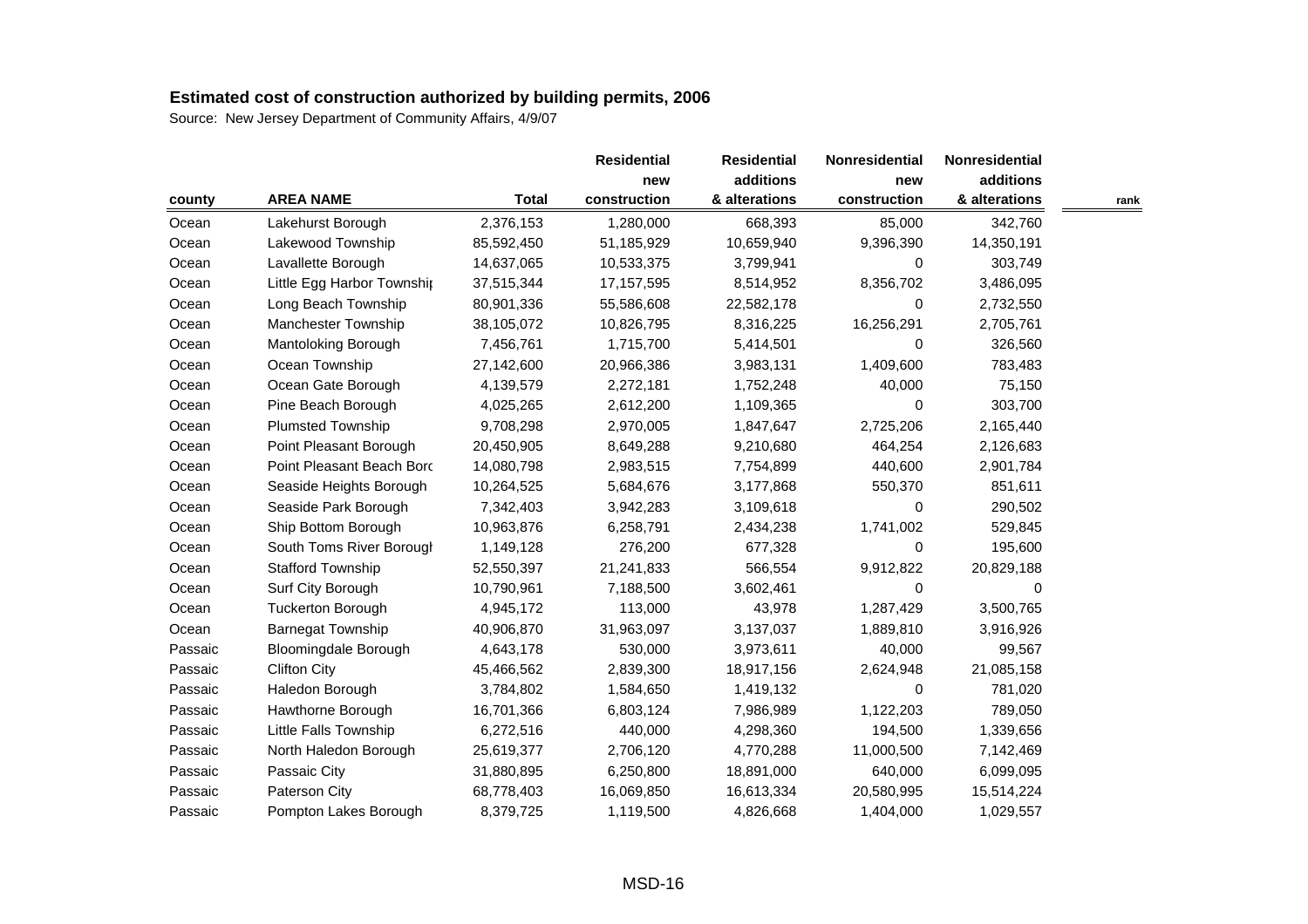**Estimated cost of construction authorized by building permits, 2006**

Source: New Jersey Department of Community Affairs, 4/9/07

| county | AREA NAME | Total | Residential new construction | Residential additions & alterations | Nonresidential new construction | Nonresidential additions & alterations | rank |
|---|---|---|---|---|---|---|---|
| Ocean | Lakehurst Borough | 2,376,153 | 1,280,000 | 668,393 | 85,000 | 342,760 | |
| Ocean | Lakewood Township | 85,592,450 | 51,185,929 | 10,659,940 | 9,396,390 | 14,350,191 | |
| Ocean | Lavallette Borough | 14,637,065 | 10,533,375 | 3,799,941 | 0 | 303,749 | |
| Ocean | Little Egg Harbor Townshi | 37,515,344 | 17,157,595 | 8,514,952 | 8,356,702 | 3,486,095 | |
| Ocean | Long Beach Township | 80,901,336 | 55,586,608 | 22,582,178 | 0 | 2,732,550 | |
| Ocean | Manchester Township | 38,105,072 | 10,826,795 | 8,316,225 | 16,256,291 | 2,705,761 | |
| Ocean | Mantoloking Borough | 7,456,761 | 1,715,700 | 5,414,501 | 0 | 326,560 | |
| Ocean | Ocean Township | 27,142,600 | 20,966,386 | 3,983,131 | 1,409,600 | 783,483 | |
| Ocean | Ocean Gate Borough | 4,139,579 | 2,272,181 | 1,752,248 | 40,000 | 75,150 | |
| Ocean | Pine Beach Borough | 4,025,265 | 2,612,200 | 1,109,365 | 0 | 303,700 | |
| Ocean | Plumsted Township | 9,708,298 | 2,970,005 | 1,847,647 | 2,725,206 | 2,165,440 | |
| Ocean | Point Pleasant Borough | 20,450,905 | 8,649,288 | 9,210,680 | 464,254 | 2,126,683 | |
| Ocean | Point Pleasant Beach Borc | 14,080,798 | 2,983,515 | 7,754,899 | 440,600 | 2,901,784 | |
| Ocean | Seaside Heights Borough | 10,264,525 | 5,684,676 | 3,177,868 | 550,370 | 851,611 | |
| Ocean | Seaside Park Borough | 7,342,403 | 3,942,283 | 3,109,618 | 0 | 290,502 | |
| Ocean | Ship Bottom Borough | 10,963,876 | 6,258,791 | 2,434,238 | 1,741,002 | 529,845 | |
| Ocean | South Toms River Borough | 1,149,128 | 276,200 | 677,328 | 0 | 195,600 | |
| Ocean | Stafford Township | 52,550,397 | 21,241,833 | 566,554 | 9,912,822 | 20,829,188 | |
| Ocean | Surf City Borough | 10,790,961 | 7,188,500 | 3,602,461 | 0 | 0 | |
| Ocean | Tuckerton Borough | 4,945,172 | 113,000 | 43,978 | 1,287,429 | 3,500,765 | |
| Ocean | Barnegat Township | 40,906,870 | 31,963,097 | 3,137,037 | 1,889,810 | 3,916,926 | |
| Passaic | Bloomingdale Borough | 4,643,178 | 530,000 | 3,973,611 | 40,000 | 99,567 | |
| Passaic | Clifton City | 45,466,562 | 2,839,300 | 18,917,156 | 2,624,948 | 21,085,158 | |
| Passaic | Haledon Borough | 3,784,802 | 1,584,650 | 1,419,132 | 0 | 781,020 | |
| Passaic | Hawthorne Borough | 16,701,366 | 6,803,124 | 7,986,989 | 1,122,203 | 789,050 | |
| Passaic | Little Falls Township | 6,272,516 | 440,000 | 4,298,360 | 194,500 | 1,339,656 | |
| Passaic | North Haledon Borough | 25,619,377 | 2,706,120 | 4,770,288 | 11,000,500 | 7,142,469 | |
| Passaic | Passaic City | 31,880,895 | 6,250,800 | 18,891,000 | 640,000 | 6,099,095 | |
| Passaic | Paterson City | 68,778,403 | 16,069,850 | 16,613,334 | 20,580,995 | 15,514,224 | |
| Passaic | Pompton Lakes Borough | 8,379,725 | 1,119,500 | 4,826,668 | 1,404,000 | 1,029,557 | |

MSD-16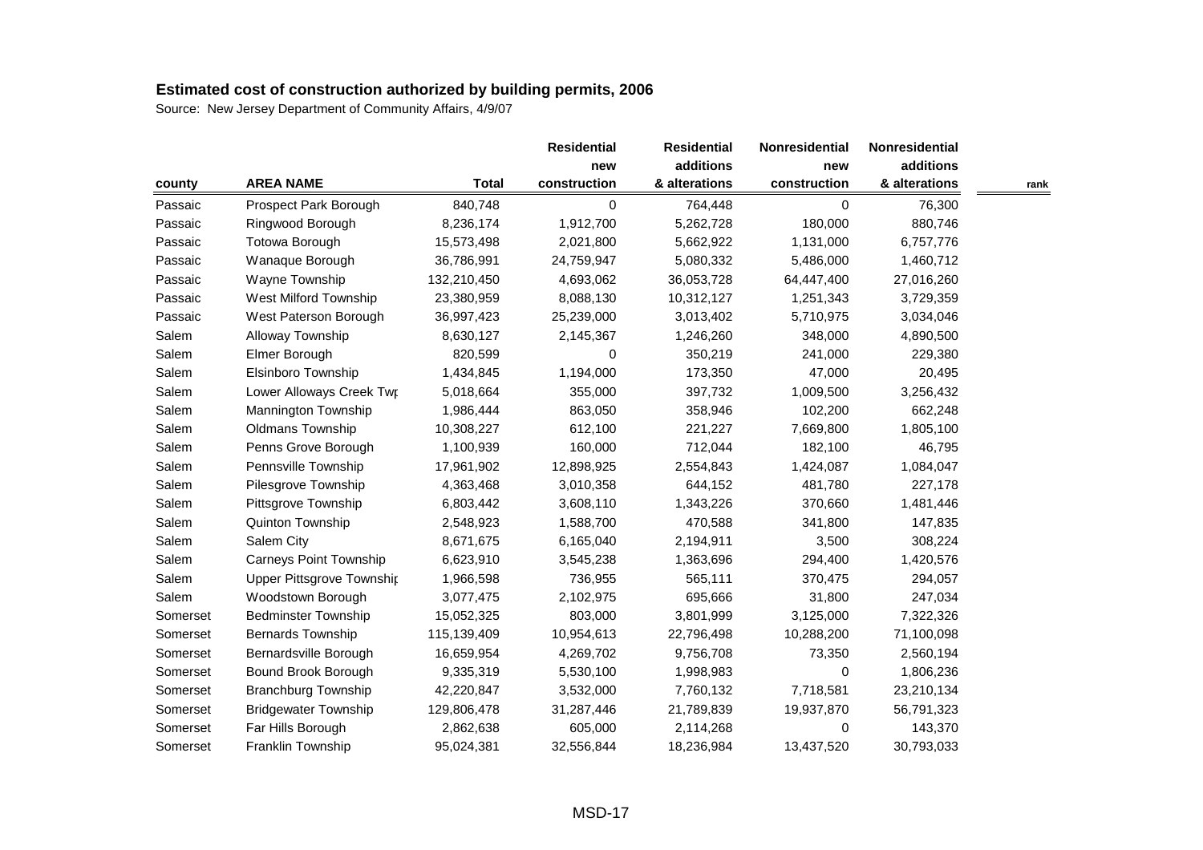## Estimated cost of construction authorized by building permits, 2006

Source: New Jersey Department of Community Affairs, 4/9/07

| county | AREA NAME | Total | Residential new construction | Residential additions & alterations | Nonresidential new construction | Nonresidential additions & alterations | rank |
|---|---|---|---|---|---|---|---|
| Passaic | Prospect Park Borough | 840,748 | 0 | 764,448 | 0 | 76,300 | |
| Passaic | Ringwood Borough | 8,236,174 | 1,912,700 | 5,262,728 | 180,000 | 880,746 | |
| Passaic | Totowa Borough | 15,573,498 | 2,021,800 | 5,662,922 | 1,131,000 | 6,757,776 | |
| Passaic | Wanaque Borough | 36,786,991 | 24,759,947 | 5,080,332 | 5,486,000 | 1,460,712 | |
| Passaic | Wayne Township | 132,210,450 | 4,693,062 | 36,053,728 | 64,447,400 | 27,016,260 | |
| Passaic | West Milford Township | 23,380,959 | 8,088,130 | 10,312,127 | 1,251,343 | 3,729,359 | |
| Passaic | West Paterson Borough | 36,997,423 | 25,239,000 | 3,013,402 | 5,710,975 | 3,034,046 | |
| Salem | Alloway Township | 8,630,127 | 2,145,367 | 1,246,260 | 348,000 | 4,890,500 | |
| Salem | Elmer Borough | 820,599 | 0 | 350,219 | 241,000 | 229,380 | |
| Salem | Elsinboro Township | 1,434,845 | 1,194,000 | 173,350 | 47,000 | 20,495 | |
| Salem | Lower Alloways Creek Twp | 5,018,664 | 355,000 | 397,732 | 1,009,500 | 3,256,432 | |
| Salem | Mannington Township | 1,986,444 | 863,050 | 358,946 | 102,200 | 662,248 | |
| Salem | Oldmans Township | 10,308,227 | 612,100 | 221,227 | 7,669,800 | 1,805,100 | |
| Salem | Penns Grove Borough | 1,100,939 | 160,000 | 712,044 | 182,100 | 46,795 | |
| Salem | Pennsville Township | 17,961,902 | 12,898,925 | 2,554,843 | 1,424,087 | 1,084,047 | |
| Salem | Pilesgrove Township | 4,363,468 | 3,010,358 | 644,152 | 481,780 | 227,178 | |
| Salem | Pittsgrove Township | 6,803,442 | 3,608,110 | 1,343,226 | 370,660 | 1,481,446 | |
| Salem | Quinton Township | 2,548,923 | 1,588,700 | 470,588 | 341,800 | 147,835 | |
| Salem | Salem City | 8,671,675 | 6,165,040 | 2,194,911 | 3,500 | 308,224 | |
| Salem | Carneys Point Township | 6,623,910 | 3,545,238 | 1,363,696 | 294,400 | 1,420,576 | |
| Salem | Upper Pittsgrove Township | 1,966,598 | 736,955 | 565,111 | 370,475 | 294,057 | |
| Salem | Woodstown Borough | 3,077,475 | 2,102,975 | 695,666 | 31,800 | 247,034 | |
| Somerset | Bedminster Township | 15,052,325 | 803,000 | 3,801,999 | 3,125,000 | 7,322,326 | |
| Somerset | Bernards Township | 115,139,409 | 10,954,613 | 22,796,498 | 10,288,200 | 71,100,098 | |
| Somerset | Bernardsville Borough | 16,659,954 | 4,269,702 | 9,756,708 | 73,350 | 2,560,194 | |
| Somerset | Bound Brook Borough | 9,335,319 | 5,530,100 | 1,998,983 | 0 | 1,806,236 | |
| Somerset | Branchburg Township | 42,220,847 | 3,532,000 | 7,760,132 | 7,718,581 | 23,210,134 | |
| Somerset | Bridgewater Township | 129,806,478 | 31,287,446 | 21,789,839 | 19,937,870 | 56,791,323 | |
| Somerset | Far Hills Borough | 2,862,638 | 605,000 | 2,114,268 | 0 | 143,370 | |
| Somerset | Franklin Township | 95,024,381 | 32,556,844 | 18,236,984 | 13,437,520 | 30,793,033 | |

MSD-17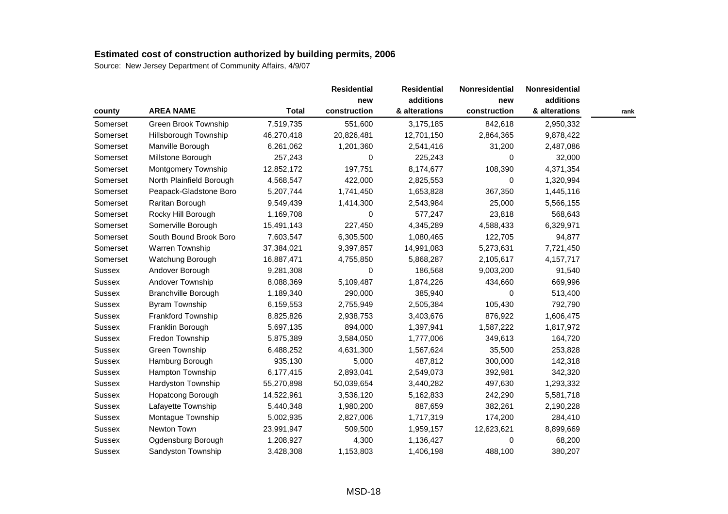**Estimated cost of construction authorized by building permits, 2006**

Source: New Jersey Department of Community Affairs, 4/9/07

| county | AREA NAME | Total | Residential new construction | Residential additions & alterations | Nonresidential new construction | Nonresidential additions & alterations | rank |
|---|---|---|---|---|---|---|---|
| Somerset | Green Brook Township | 7,519,735 | 551,600 | 3,175,185 | 842,618 | 2,950,332 | |
| Somerset | Hillsborough Township | 46,270,418 | 20,826,481 | 12,701,150 | 2,864,365 | 9,878,422 | |
| Somerset | Manville Borough | 6,261,062 | 1,201,360 | 2,541,416 | 31,200 | 2,487,086 | |
| Somerset | Millstone Borough | 257,243 | 0 | 225,243 | 0 | 32,000 | |
| Somerset | Montgomery Township | 12,852,172 | 197,751 | 8,174,677 | 108,390 | 4,371,354 | |
| Somerset | North Plainfield Borough | 4,568,547 | 422,000 | 2,825,553 | 0 | 1,320,994 | |
| Somerset | Peapack-Gladstone Boro | 5,207,744 | 1,741,450 | 1,653,828 | 367,350 | 1,445,116 | |
| Somerset | Raritan Borough | 9,549,439 | 1,414,300 | 2,543,984 | 25,000 | 5,566,155 | |
| Somerset | Rocky Hill Borough | 1,169,708 | 0 | 577,247 | 23,818 | 568,643 | |
| Somerset | Somerville Borough | 15,491,143 | 227,450 | 4,345,289 | 4,588,433 | 6,329,971 | |
| Somerset | South Bound Brook Boro | 7,603,547 | 6,305,500 | 1,080,465 | 122,705 | 94,877 | |
| Somerset | Warren Township | 37,384,021 | 9,397,857 | 14,991,083 | 5,273,631 | 7,721,450 | |
| Somerset | Watchung Borough | 16,887,471 | 4,755,850 | 5,868,287 | 2,105,617 | 4,157,717 | |
| Sussex | Andover Borough | 9,281,308 | 0 | 186,568 | 9,003,200 | 91,540 | |
| Sussex | Andover Township | 8,088,369 | 5,109,487 | 1,874,226 | 434,660 | 669,996 | |
| Sussex | Branchville Borough | 1,189,340 | 290,000 | 385,940 | 0 | 513,400 | |
| Sussex | Byram Township | 6,159,553 | 2,755,949 | 2,505,384 | 105,430 | 792,790 | |
| Sussex | Frankford Township | 8,825,826 | 2,938,753 | 3,403,676 | 876,922 | 1,606,475 | |
| Sussex | Franklin Borough | 5,697,135 | 894,000 | 1,397,941 | 1,587,222 | 1,817,972 | |
| Sussex | Fredon Township | 5,875,389 | 3,584,050 | 1,777,006 | 349,613 | 164,720 | |
| Sussex | Green Township | 6,488,252 | 4,631,300 | 1,567,624 | 35,500 | 253,828 | |
| Sussex | Hamburg Borough | 935,130 | 5,000 | 487,812 | 300,000 | 142,318 | |
| Sussex | Hampton Township | 6,177,415 | 2,893,041 | 2,549,073 | 392,981 | 342,320 | |
| Sussex | Hardyston Township | 55,270,898 | 50,039,654 | 3,440,282 | 497,630 | 1,293,332 | |
| Sussex | Hopatcong Borough | 14,522,961 | 3,536,120 | 5,162,833 | 242,290 | 5,581,718 | |
| Sussex | Lafayette Township | 5,440,348 | 1,980,200 | 887,659 | 382,261 | 2,190,228 | |
| Sussex | Montague Township | 5,002,935 | 2,827,006 | 1,717,319 | 174,200 | 284,410 | |
| Sussex | Newton Town | 23,991,947 | 509,500 | 1,959,157 | 12,623,621 | 8,899,669 | |
| Sussex | Ogdensburg Borough | 1,208,927 | 4,300 | 1,136,427 | 0 | 68,200 | |
| Sussex | Sandyston Township | 3,428,308 | 1,153,803 | 1,406,198 | 488,100 | 380,207 | |

MSD-18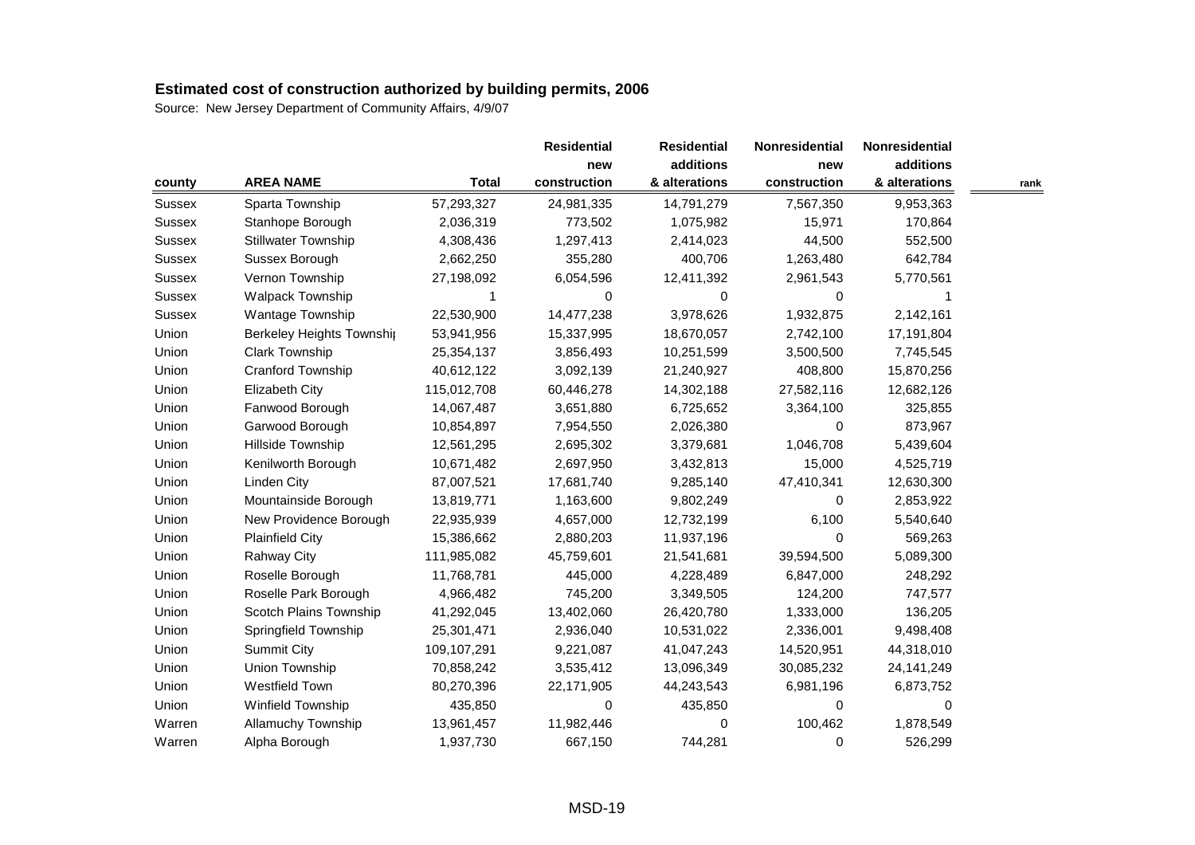## Estimated cost of construction authorized by building permits, 2006

Source: New Jersey Department of Community Affairs, 4/9/07

| county | AREA NAME | Total | Residential new construction | Residential additions & alterations | Nonresidential new construction | Nonresidential additions & alterations | rank |
|---|---|---|---|---|---|---|---|
| Sussex | Sparta Township | 57,293,327 | 24,981,335 | 14,791,279 | 7,567,350 | 9,953,363 | |
| Sussex | Stanhope Borough | 2,036,319 | 773,502 | 1,075,982 | 15,971 | 170,864 | |
| Sussex | Stillwater Township | 4,308,436 | 1,297,413 | 2,414,023 | 44,500 | 552,500 | |
| Sussex | Sussex Borough | 2,662,250 | 355,280 | 400,706 | 1,263,480 | 642,784 | |
| Sussex | Vernon Township | 27,198,092 | 6,054,596 | 12,411,392 | 2,961,543 | 5,770,561 | |
| Sussex | Walpack Township | 1 | 0 | 0 | 0 | 1 | |
| Sussex | Wantage Township | 22,530,900 | 14,477,238 | 3,978,626 | 1,932,875 | 2,142,161 | |
| Union | Berkeley Heights Township | 53,941,956 | 15,337,995 | 18,670,057 | 2,742,100 | 17,191,804 | |
| Union | Clark Township | 25,354,137 | 3,856,493 | 10,251,599 | 3,500,500 | 7,745,545 | |
| Union | Cranford Township | 40,612,122 | 3,092,139 | 21,240,927 | 408,800 | 15,870,256 | |
| Union | Elizabeth City | 115,012,708 | 60,446,278 | 14,302,188 | 27,582,116 | 12,682,126 | |
| Union | Fanwood Borough | 14,067,487 | 3,651,880 | 6,725,652 | 3,364,100 | 325,855 | |
| Union | Garwood Borough | 10,854,897 | 7,954,550 | 2,026,380 | 0 | 873,967 | |
| Union | Hillside Township | 12,561,295 | 2,695,302 | 3,379,681 | 1,046,708 | 5,439,604 | |
| Union | Kenilworth Borough | 10,671,482 | 2,697,950 | 3,432,813 | 15,000 | 4,525,719 | |
| Union | Linden City | 87,007,521 | 17,681,740 | 9,285,140 | 47,410,341 | 12,630,300 | |
| Union | Mountainside Borough | 13,819,771 | 1,163,600 | 9,802,249 | 0 | 2,853,922 | |
| Union | New Providence Borough | 22,935,939 | 4,657,000 | 12,732,199 | 6,100 | 5,540,640 | |
| Union | Plainfield City | 15,386,662 | 2,880,203 | 11,937,196 | 0 | 569,263 | |
| Union | Rahway City | 111,985,082 | 45,759,601 | 21,541,681 | 39,594,500 | 5,089,300 | |
| Union | Roselle Borough | 11,768,781 | 445,000 | 4,228,489 | 6,847,000 | 248,292 | |
| Union | Roselle Park Borough | 4,966,482 | 745,200 | 3,349,505 | 124,200 | 747,577 | |
| Union | Scotch Plains Township | 41,292,045 | 13,402,060 | 26,420,780 | 1,333,000 | 136,205 | |
| Union | Springfield Township | 25,301,471 | 2,936,040 | 10,531,022 | 2,336,001 | 9,498,408 | |
| Union | Summit City | 109,107,291 | 9,221,087 | 41,047,243 | 14,520,951 | 44,318,010 | |
| Union | Union Township | 70,858,242 | 3,535,412 | 13,096,349 | 30,085,232 | 24,141,249 | |
| Union | Westfield Town | 80,270,396 | 22,171,905 | 44,243,543 | 6,981,196 | 6,873,752 | |
| Union | Winfield Township | 435,850 | 0 | 435,850 | 0 | 0 | |
| Warren | Allamuchy Township | 13,961,457 | 11,982,446 | 0 | 100,462 | 1,878,549 | |
| Warren | Alpha Borough | 1,937,730 | 667,150 | 744,281 | 0 | 526,299 | |

MSD-19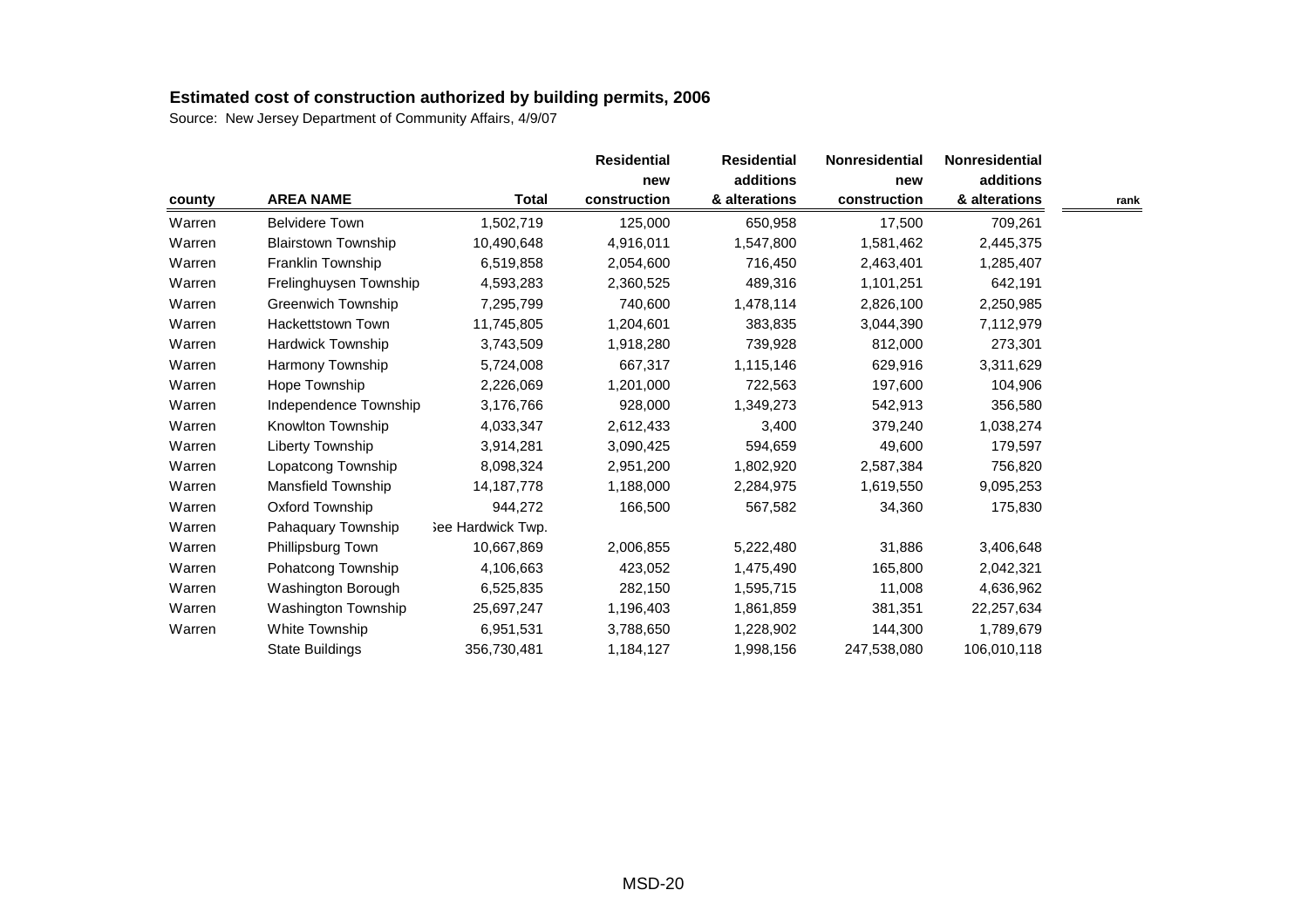**Estimated cost of construction authorized by building permits, 2006**

Source: New Jersey Department of Community Affairs, 4/9/07

| county | AREA NAME | Total | Residential new construction | Residential additions & alterations | Nonresidential new construction | Nonresidential additions & alterations | rank |
|---|---|---|---|---|---|---|---|
| Warren | Belvidere Town | 1,502,719 | 125,000 | 650,958 | 17,500 | 709,261 | |
| Warren | Blairstown Township | 10,490,648 | 4,916,011 | 1,547,800 | 1,581,462 | 2,445,375 | |
| Warren | Franklin Township | 6,519,858 | 2,054,600 | 716,450 | 2,463,401 | 1,285,407 | |
| Warren | Frelinghuysen Township | 4,593,283 | 2,360,525 | 489,316 | 1,101,251 | 642,191 | |
| Warren | Greenwich Township | 7,295,799 | 740,600 | 1,478,114 | 2,826,100 | 2,250,985 | |
| Warren | Hackettstown Town | 11,745,805 | 1,204,601 | 383,835 | 3,044,390 | 7,112,979 | |
| Warren | Hardwick Township | 3,743,509 | 1,918,280 | 739,928 | 812,000 | 273,301 | |
| Warren | Harmony Township | 5,724,008 | 667,317 | 1,115,146 | 629,916 | 3,311,629 | |
| Warren | Hope Township | 2,226,069 | 1,201,000 | 722,563 | 197,600 | 104,906 | |
| Warren | Independence Township | 3,176,766 | 928,000 | 1,349,273 | 542,913 | 356,580 | |
| Warren | Knowlton Township | 4,033,347 | 2,612,433 | 3,400 | 379,240 | 1,038,274 | |
| Warren | Liberty Township | 3,914,281 | 3,090,425 | 594,659 | 49,600 | 179,597 | |
| Warren | Lopatcong Township | 8,098,324 | 2,951,200 | 1,802,920 | 2,587,384 | 756,820 | |
| Warren | Mansfield Township | 14,187,778 | 1,188,000 | 2,284,975 | 1,619,550 | 9,095,253 | |
| Warren | Oxford Township | 944,272 | 166,500 | 567,582 | 34,360 | 175,830 | |
| Warren | Pahaquary Township | ;ee Hardwick Twp. | | | | | |
| Warren | Phillipsburg Town | 10,667,869 | 2,006,855 | 5,222,480 | 31,886 | 3,406,648 | |
| Warren | Pohatcong Township | 4,106,663 | 423,052 | 1,475,490 | 165,800 | 2,042,321 | |
| Warren | Washington Borough | 6,525,835 | 282,150 | 1,595,715 | 11,008 | 4,636,962 | |
| Warren | Washington Township | 25,697,247 | 1,196,403 | 1,861,859 | 381,351 | 22,257,634 | |
| Warren | White Township | 6,951,531 | 3,788,650 | 1,228,902 | 144,300 | 1,789,679 | |
| | State Buildings | 356,730,481 | 1,184,127 | 1,998,156 | 247,538,080 | 106,010,118 | |